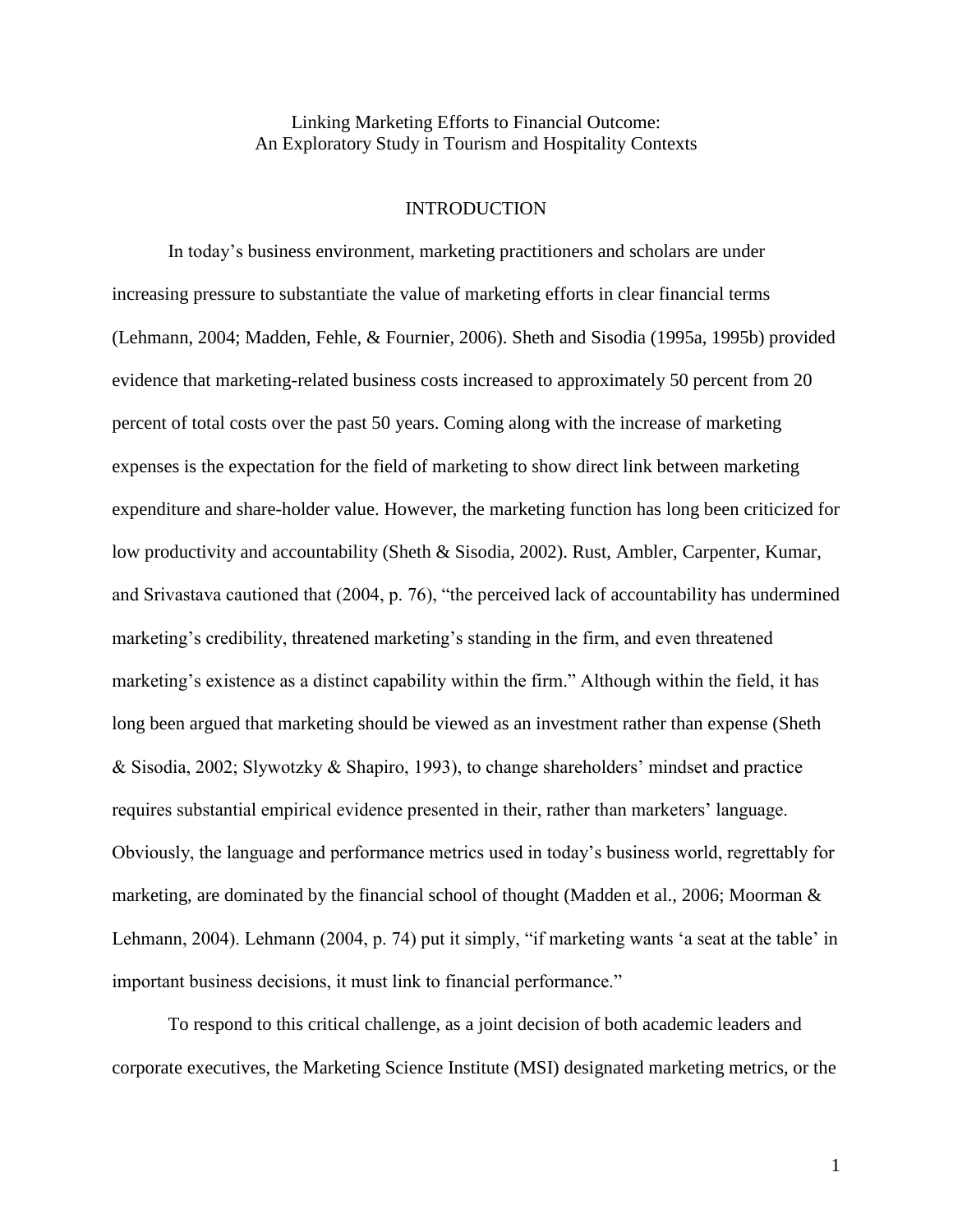# Linking Marketing Efforts to Financial Outcome: An Exploratory Study in Tourism and Hospitality Contexts

## INTRODUCTION

In today's business environment, marketing practitioners and scholars are under increasing pressure to substantiate the value of marketing efforts in clear financial terms (Lehmann, 2004; Madden, Fehle, & Fournier, 2006). Sheth and Sisodia (1995a, 1995b) provided evidence that marketing-related business costs increased to approximately 50 percent from 20 percent of total costs over the past 50 years. Coming along with the increase of marketing expenses is the expectation for the field of marketing to show direct link between marketing expenditure and share-holder value. However, the marketing function has long been criticized for low productivity and accountability (Sheth & Sisodia, 2002). Rust, Ambler, Carpenter, Kumar, and Srivastava cautioned that (2004, p. 76), "the perceived lack of accountability has undermined marketing's credibility, threatened marketing's standing in the firm, and even threatened marketing's existence as a distinct capability within the firm." Although within the field, it has long been argued that marketing should be viewed as an investment rather than expense (Sheth & Sisodia, 2002; Slywotzky & Shapiro, 1993), to change shareholders' mindset and practice requires substantial empirical evidence presented in their, rather than marketers' language. Obviously, the language and performance metrics used in today's business world, regrettably for marketing, are dominated by the financial school of thought (Madden et al., 2006; Moorman & Lehmann, 2004). Lehmann (2004, p. 74) put it simply, "if marketing wants 'a seat at the table' in important business decisions, it must link to financial performance."

To respond to this critical challenge, as a joint decision of both academic leaders and corporate executives, the Marketing Science Institute (MSI) designated marketing metrics, or the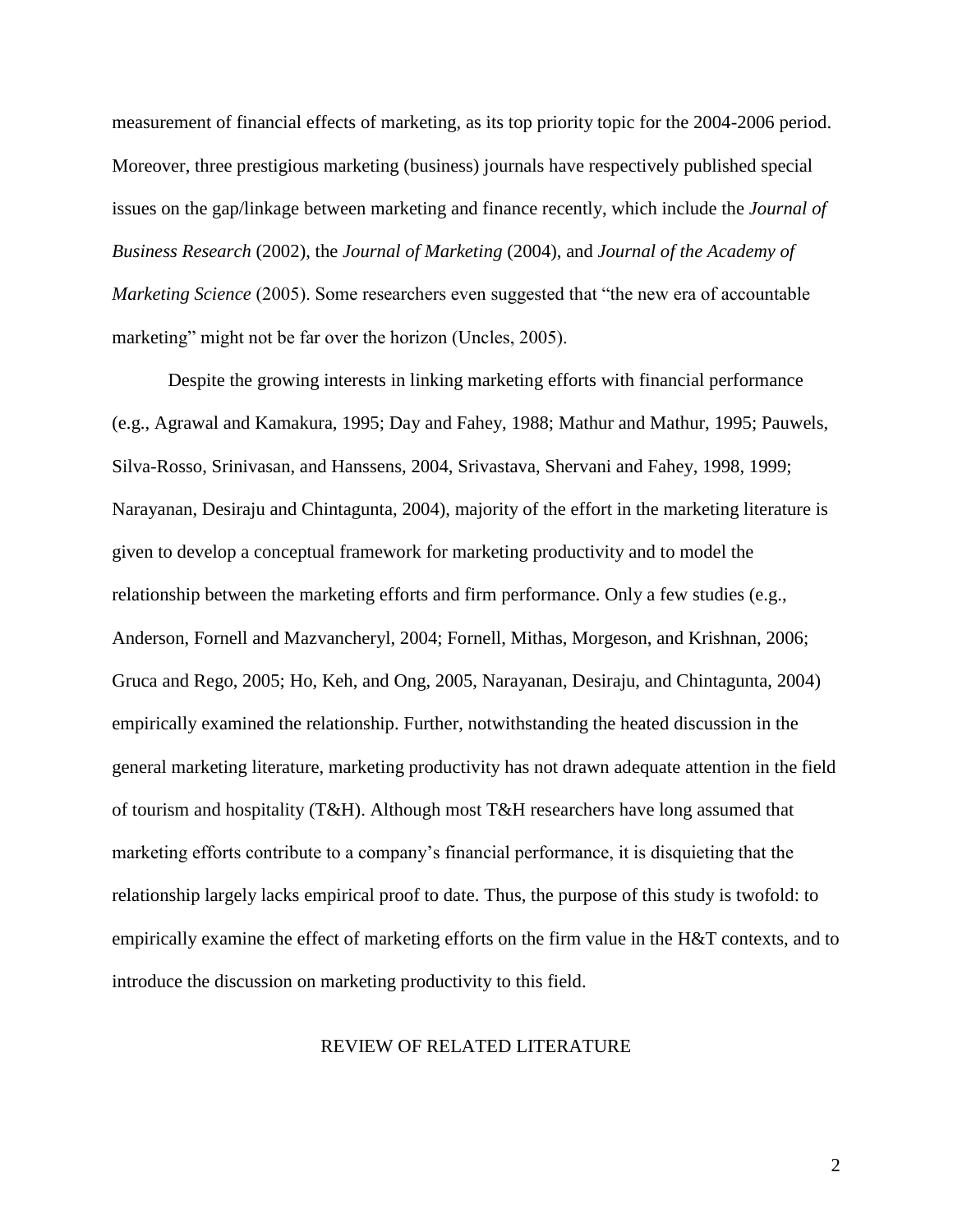measurement of financial effects of marketing, as its top priority topic for the 2004-2006 period. Moreover, three prestigious marketing (business) journals have respectively published special issues on the gap/linkage between marketing and finance recently, which include the *Journal of Business Research* (2002), the *Journal of Marketing* (2004), and *Journal of the Academy of Marketing Science* (2005). Some researchers even suggested that "the new era of accountable marketing" might not be far over the horizon (Uncles, 2005).

Despite the growing interests in linking marketing efforts with financial performance (e.g., Agrawal and Kamakura, 1995; Day and Fahey, 1988; Mathur and Mathur, 1995; Pauwels, Silva-Rosso, Srinivasan, and Hanssens, 2004, Srivastava, Shervani and Fahey, 1998, 1999; Narayanan, Desiraju and Chintagunta, 2004), majority of the effort in the marketing literature is given to develop a conceptual framework for marketing productivity and to model the relationship between the marketing efforts and firm performance. Only a few studies (e.g., Anderson, Fornell and Mazvancheryl, 2004; Fornell, Mithas, Morgeson, and Krishnan, 2006; Gruca and Rego, 2005; Ho, Keh, and Ong, 2005, Narayanan, Desiraju, and Chintagunta, 2004) empirically examined the relationship. Further, notwithstanding the heated discussion in the general marketing literature, marketing productivity has not drawn adequate attention in the field of tourism and hospitality (T&H). Although most T&H researchers have long assumed that marketing efforts contribute to a company's financial performance, it is disquieting that the relationship largely lacks empirical proof to date. Thus, the purpose of this study is twofold: to empirically examine the effect of marketing efforts on the firm value in the H&T contexts, and to introduce the discussion on marketing productivity to this field.

## REVIEW OF RELATED LITERATURE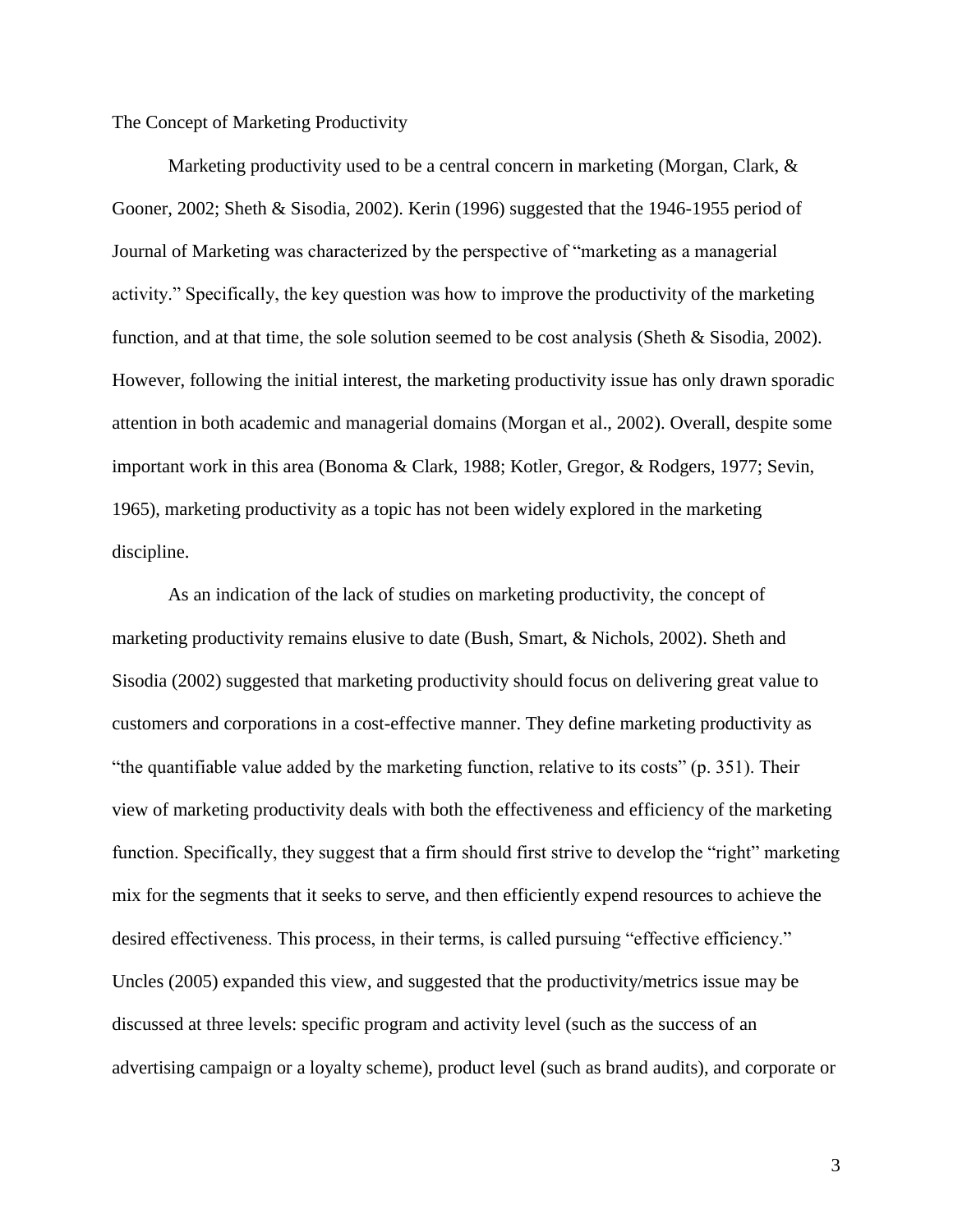## The Concept of Marketing Productivity

Marketing productivity used to be a central concern in marketing (Morgan, Clark, & Gooner, 2002; Sheth & Sisodia, 2002). Kerin (1996) suggested that the 1946-1955 period of Journal of Marketing was characterized by the perspective of "marketing as a managerial activity." Specifically, the key question was how to improve the productivity of the marketing function, and at that time, the sole solution seemed to be cost analysis (Sheth & Sisodia, 2002). However, following the initial interest, the marketing productivity issue has only drawn sporadic attention in both academic and managerial domains (Morgan et al., 2002). Overall, despite some important work in this area (Bonoma & Clark, 1988; Kotler, Gregor, & Rodgers, 1977; Sevin, 1965), marketing productivity as a topic has not been widely explored in the marketing discipline.

As an indication of the lack of studies on marketing productivity, the concept of marketing productivity remains elusive to date (Bush, Smart, & Nichols, 2002). Sheth and Sisodia (2002) suggested that marketing productivity should focus on delivering great value to customers and corporations in a cost-effective manner. They define marketing productivity as "the quantifiable value added by the marketing function, relative to its costs" (p. 351). Their view of marketing productivity deals with both the effectiveness and efficiency of the marketing function. Specifically, they suggest that a firm should first strive to develop the "right" marketing mix for the segments that it seeks to serve, and then efficiently expend resources to achieve the desired effectiveness. This process, in their terms, is called pursuing "effective efficiency." Uncles (2005) expanded this view, and suggested that the productivity/metrics issue may be discussed at three levels: specific program and activity level (such as the success of an advertising campaign or a loyalty scheme), product level (such as brand audits), and corporate or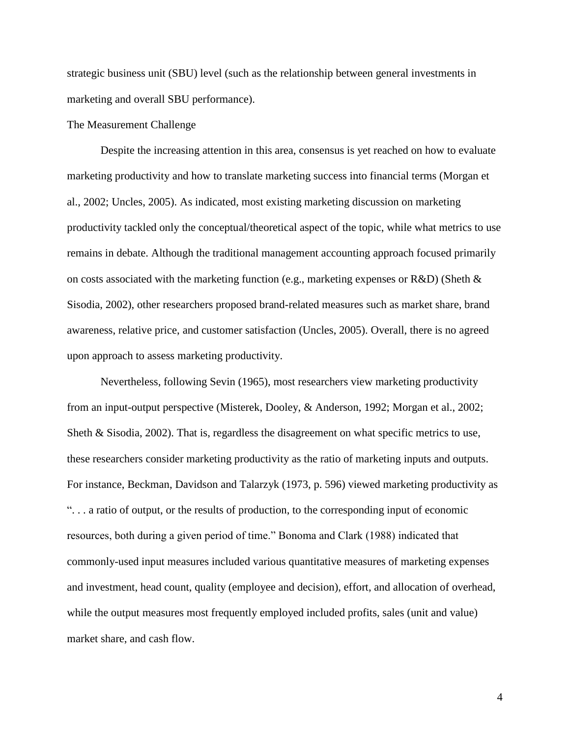strategic business unit (SBU) level (such as the relationship between general investments in marketing and overall SBU performance).

## The Measurement Challenge

Despite the increasing attention in this area, consensus is yet reached on how to evaluate marketing productivity and how to translate marketing success into financial terms (Morgan et al., 2002; Uncles, 2005). As indicated, most existing marketing discussion on marketing productivity tackled only the conceptual/theoretical aspect of the topic, while what metrics to use remains in debate. Although the traditional management accounting approach focused primarily on costs associated with the marketing function (e.g., marketing expenses or R&D) (Sheth & Sisodia, 2002), other researchers proposed brand-related measures such as market share, brand awareness, relative price, and customer satisfaction (Uncles, 2005). Overall, there is no agreed upon approach to assess marketing productivity.

Nevertheless, following Sevin (1965), most researchers view marketing productivity from an input-output perspective (Misterek, Dooley, & Anderson, 1992; Morgan et al., 2002; Sheth & Sisodia, 2002). That is, regardless the disagreement on what specific metrics to use, these researchers consider marketing productivity as the ratio of marketing inputs and outputs. For instance, Beckman, Davidson and Talarzyk (1973, p. 596) viewed marketing productivity as ". . . a ratio of output, or the results of production, to the corresponding input of economic resources, both during a given period of time." Bonoma and Clark (1988) indicated that commonly-used input measures included various quantitative measures of marketing expenses and investment, head count, quality (employee and decision), effort, and allocation of overhead, while the output measures most frequently employed included profits, sales (unit and value) market share, and cash flow.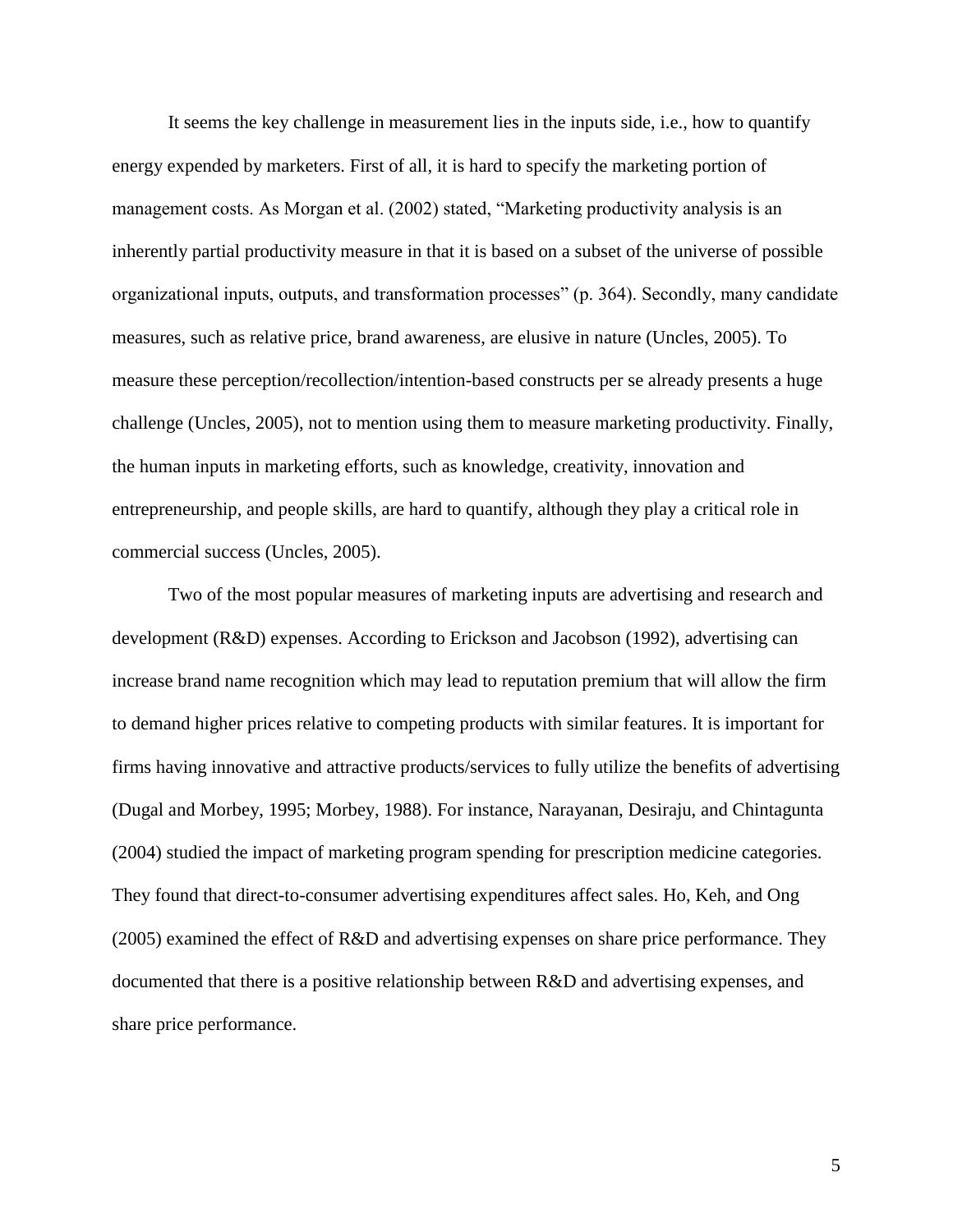It seems the key challenge in measurement lies in the inputs side, i.e., how to quantify energy expended by marketers. First of all, it is hard to specify the marketing portion of management costs. As Morgan et al. (2002) stated, "Marketing productivity analysis is an inherently partial productivity measure in that it is based on a subset of the universe of possible organizational inputs, outputs, and transformation processes" (p. 364). Secondly, many candidate measures, such as relative price, brand awareness, are elusive in nature (Uncles, 2005). To measure these perception/recollection/intention-based constructs per se already presents a huge challenge (Uncles, 2005), not to mention using them to measure marketing productivity. Finally, the human inputs in marketing efforts, such as knowledge, creativity, innovation and entrepreneurship, and people skills, are hard to quantify, although they play a critical role in commercial success (Uncles, 2005).

Two of the most popular measures of marketing inputs are advertising and research and development (R&D) expenses. According to Erickson and Jacobson (1992), advertising can increase brand name recognition which may lead to reputation premium that will allow the firm to demand higher prices relative to competing products with similar features. It is important for firms having innovative and attractive products/services to fully utilize the benefits of advertising (Dugal and Morbey, 1995; Morbey, 1988). For instance, Narayanan, Desiraju, and Chintagunta (2004) studied the impact of marketing program spending for prescription medicine categories. They found that direct-to-consumer advertising expenditures affect sales. Ho, Keh, and Ong (2005) examined the effect of R&D and advertising expenses on share price performance. They documented that there is a positive relationship between R&D and advertising expenses, and share price performance.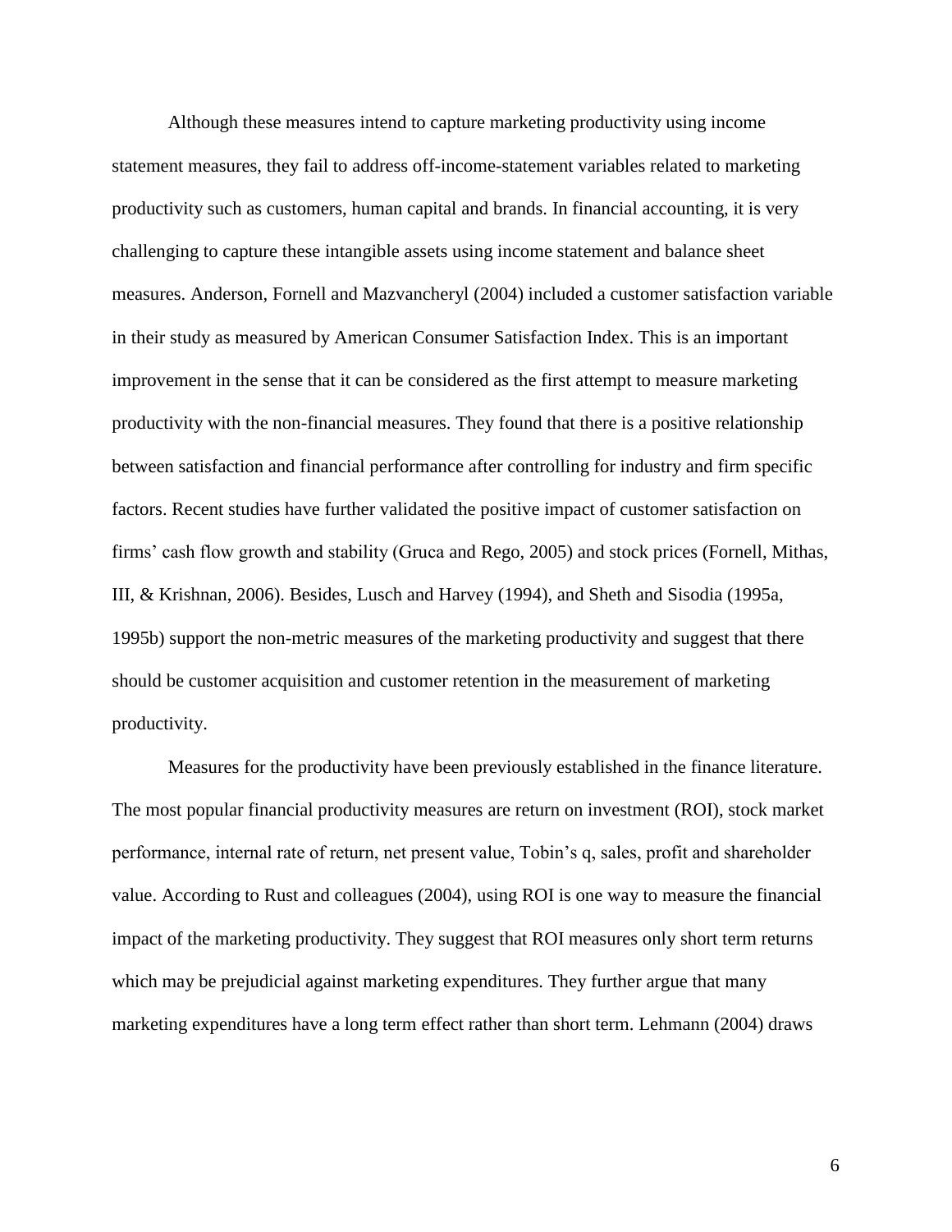Although these measures intend to capture marketing productivity using income statement measures, they fail to address off-income-statement variables related to marketing productivity such as customers, human capital and brands. In financial accounting, it is very challenging to capture these intangible assets using income statement and balance sheet measures. Anderson, Fornell and Mazvancheryl (2004) included a customer satisfaction variable in their study as measured by American Consumer Satisfaction Index. This is an important improvement in the sense that it can be considered as the first attempt to measure marketing productivity with the non-financial measures. They found that there is a positive relationship between satisfaction and financial performance after controlling for industry and firm specific factors. Recent studies have further validated the positive impact of customer satisfaction on firms' cash flow growth and stability (Gruca and Rego, 2005) and stock prices (Fornell, Mithas, III, & Krishnan, 2006). Besides, Lusch and Harvey (1994), and Sheth and Sisodia (1995a, 1995b) support the non-metric measures of the marketing productivity and suggest that there should be customer acquisition and customer retention in the measurement of marketing productivity.

Measures for the productivity have been previously established in the finance literature. The most popular financial productivity measures are return on investment (ROI), stock market performance, internal rate of return, net present value, Tobin's q, sales, profit and shareholder value. According to Rust and colleagues (2004), using ROI is one way to measure the financial impact of the marketing productivity. They suggest that ROI measures only short term returns which may be prejudicial against marketing expenditures. They further argue that many marketing expenditures have a long term effect rather than short term. Lehmann (2004) draws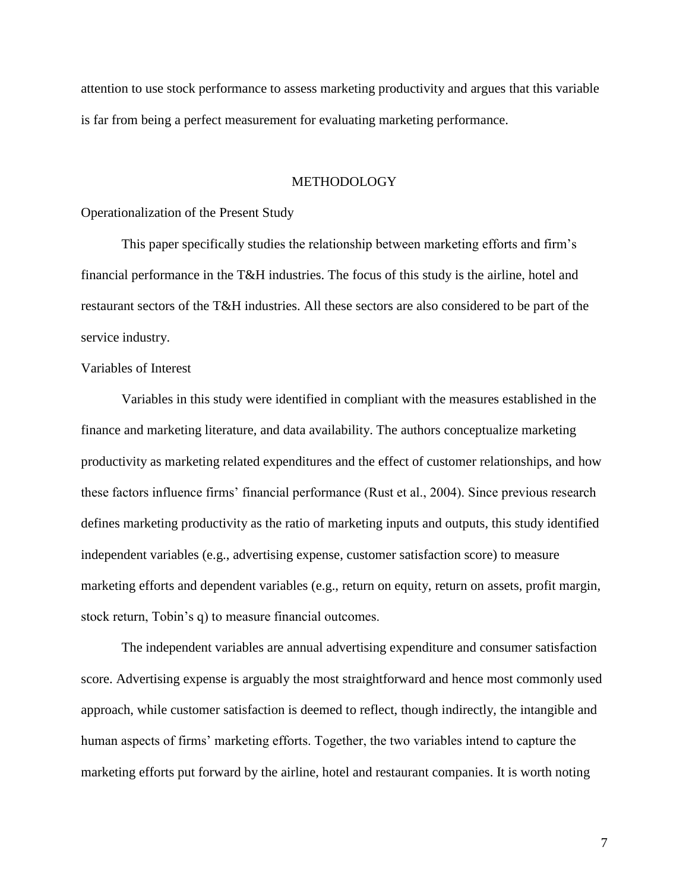attention to use stock performance to assess marketing productivity and argues that this variable is far from being a perfect measurement for evaluating marketing performance.

## METHODOLOGY

### Operationalization of the Present Study

This paper specifically studies the relationship between marketing efforts and firm's financial performance in the T&H industries. The focus of this study is the airline, hotel and restaurant sectors of the T&H industries. All these sectors are also considered to be part of the service industry.

### Variables of Interest

Variables in this study were identified in compliant with the measures established in the finance and marketing literature, and data availability. The authors conceptualize marketing productivity as marketing related expenditures and the effect of customer relationships, and how these factors influence firms' financial performance (Rust et al., 2004). Since previous research defines marketing productivity as the ratio of marketing inputs and outputs, this study identified independent variables (e.g., advertising expense, customer satisfaction score) to measure marketing efforts and dependent variables (e.g., return on equity, return on assets, profit margin, stock return, Tobin's q) to measure financial outcomes.

The independent variables are annual advertising expenditure and consumer satisfaction score. Advertising expense is arguably the most straightforward and hence most commonly used approach, while customer satisfaction is deemed to reflect, though indirectly, the intangible and human aspects of firms' marketing efforts. Together, the two variables intend to capture the marketing efforts put forward by the airline, hotel and restaurant companies. It is worth noting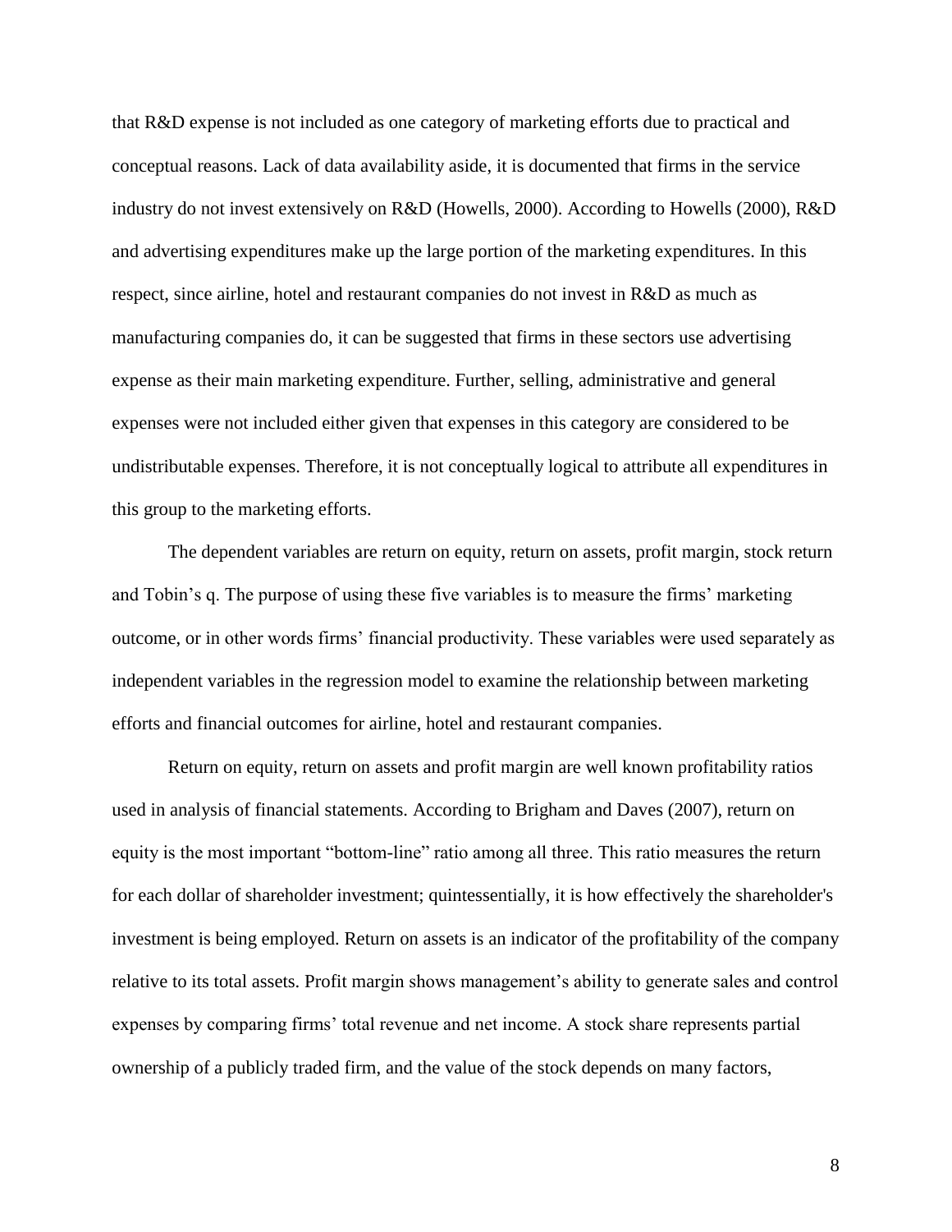that R&D expense is not included as one category of marketing efforts due to practical and conceptual reasons. Lack of data availability aside, it is documented that firms in the service industry do not invest extensively on R&D (Howells, 2000). According to Howells (2000), R&D and advertising expenditures make up the large portion of the marketing expenditures. In this respect, since airline, hotel and restaurant companies do not invest in R&D as much as manufacturing companies do, it can be suggested that firms in these sectors use advertising expense as their main marketing expenditure. Further, selling, administrative and general expenses were not included either given that expenses in this category are considered to be undistributable expenses. Therefore, it is not conceptually logical to attribute all expenditures in this group to the marketing efforts.

The dependent variables are return on equity, return on assets, profit margin, stock return and Tobin's q. The purpose of using these five variables is to measure the firms' marketing outcome, or in other words firms' financial productivity. These variables were used separately as independent variables in the regression model to examine the relationship between marketing efforts and financial outcomes for airline, hotel and restaurant companies.

Return on equity, return on assets and profit margin are well known profitability ratios used in analysis of financial statements. According to Brigham and Daves (2007), return on equity is the most important "bottom-line" ratio among all three. This ratio measures the return for each dollar of shareholder investment; quintessentially, it is how effectively the shareholder's investment is being employed. Return on assets is an indicator of the profitability of the company relative to its total assets. Profit margin shows management's ability to generate sales and control expenses by comparing firms' total revenue and net income. A stock share represents partial ownership of a publicly traded firm, and the value of the stock depends on many factors,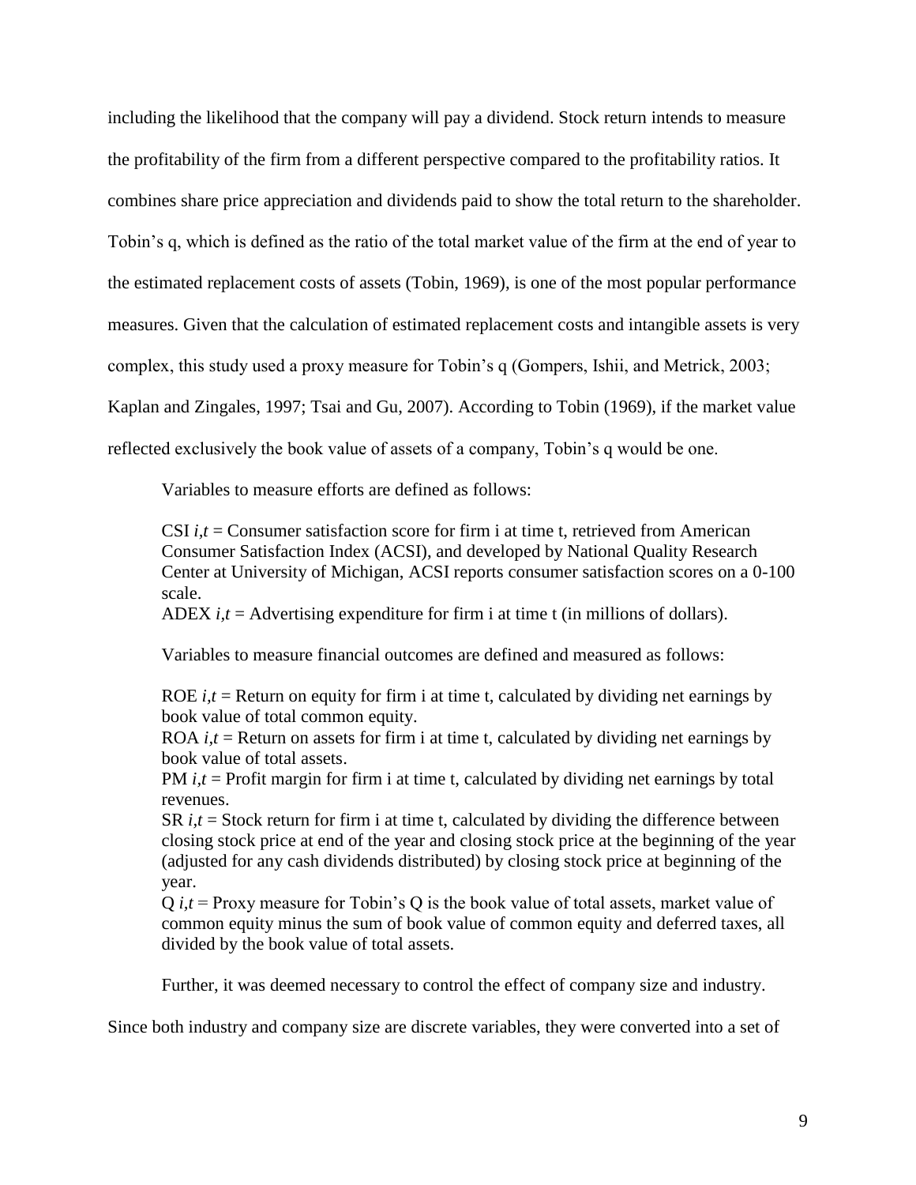including the likelihood that the company will pay a dividend. Stock return intends to measure the profitability of the firm from a different perspective compared to the profitability ratios. It combines share price appreciation and dividends paid to show the total return to the shareholder. Tobin's q, which is defined as the ratio of the total market value of the firm at the end of year to the estimated replacement costs of assets (Tobin, 1969), is one of the most popular performance measures. Given that the calculation of estimated replacement costs and intangible assets is very complex, this study used a proxy measure for Tobin's q (Gompers, Ishii, and Metrick, 2003; Kaplan and Zingales, 1997; Tsai and Gu, 2007). According to Tobin (1969), if the market value reflected exclusively the book value of assets of a company, Tobin's q would be one.

Variables to measure efforts are defined as follows:

CSI $i,t$ = Consumer satisfaction score for firm i at time t, retrieved from American Consumer Satisfaction Index (ACSI), and developed by National Quality Research Center at University of Michigan, ACSI reports consumer satisfaction scores on a 0-100 scale.
ADEX $i,t$ = Advertising expenditure for firm i at time t (in millions of dollars).

Variables to measure financial outcomes are defined and measured as follows:

ROE $i,t$ = Return on equity for firm i at time t, calculated by dividing net earnings by book value of total common equity.
ROA $i,t$ = Return on assets for firm i at time t, calculated by dividing net earnings by book value of total assets.
PM $i,t$ = Profit margin for firm i at time t, calculated by dividing net earnings by total revenues.
SR $i,t$ = Stock return for firm i at time t, calculated by dividing the difference between closing stock price at end of the year and closing stock price at the beginning of the year (adjusted for any cash dividends distributed) by closing stock price at beginning of the year.
Q $i,t$ = Proxy measure for Tobin's Q is the book value of total assets, market value of common equity minus the sum of book value of common equity and deferred taxes, all divided by the book value of total assets.

Further, it was deemed necessary to control the effect of company size and industry. Since both industry and company size are discrete variables, they were converted into a set of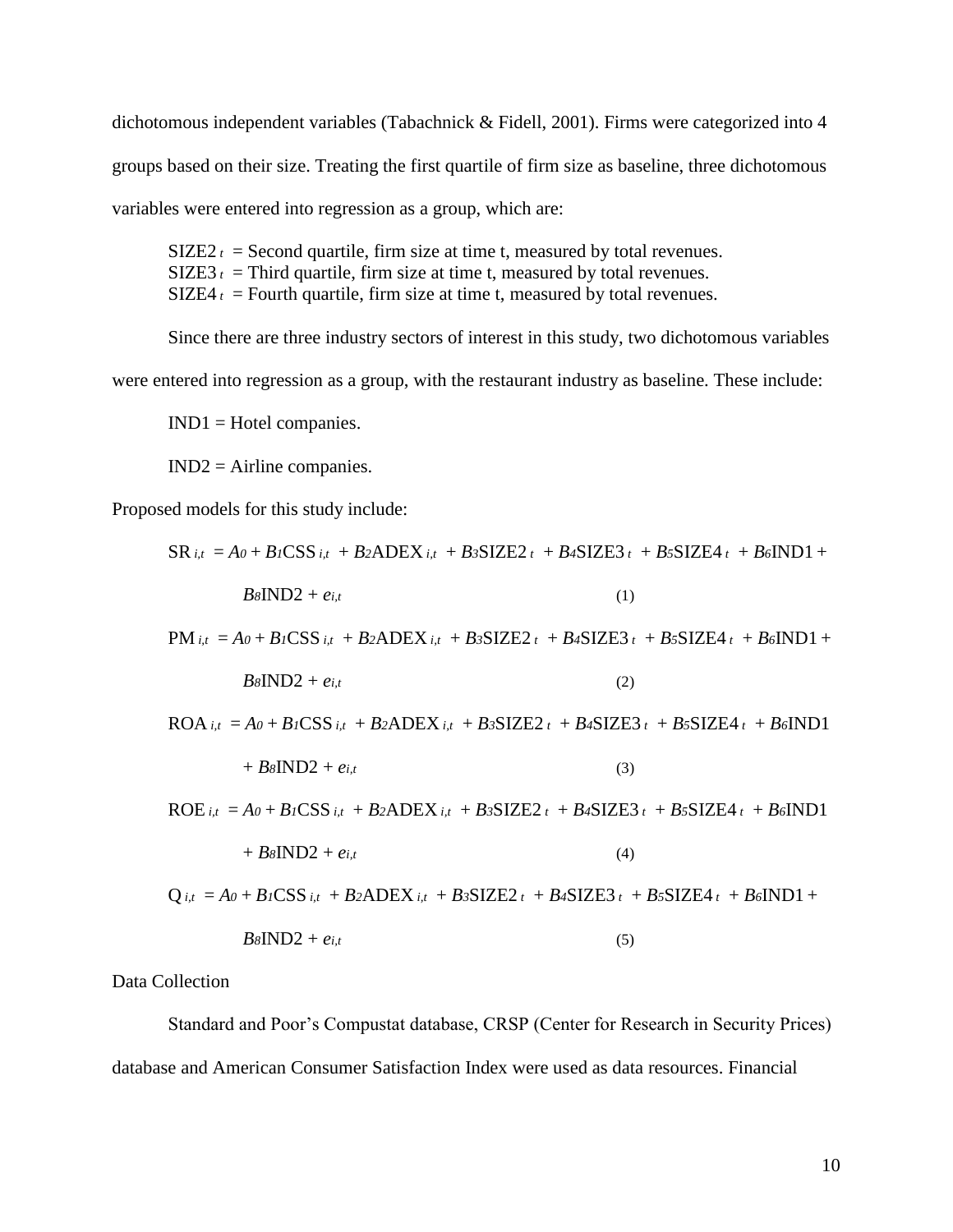dichotomous independent variables (Tabachnick & Fidell, 2001). Firms were categorized into 4 groups based on their size. Treating the first quartile of firm size as baseline, three dichotomous variables were entered into regression as a group, which are:

$SIZE2_t$ = Second quartile, firm size at time t, measured by total revenues.
$SIZE3_t$ = Third quartile, firm size at time t, measured by total revenues.
$SIZE4_t$ = Fourth quartile, firm size at time t, measured by total revenues.

Since there are three industry sectors of interest in this study, two dichotomous variables were entered into regression as a group, with the restaurant industry as baseline. These include:

IND1 = Hotel companies.

IND2 = Airline companies.

Proposed models for this study include:

$$SR_{i,t} = A_0 + B_1 CSS_{i,t} + B_2 ADEX_{i,t} + B_3 SIZE2_t + B_4 SIZE3_t + B_5 SIZE4_t + B_6 IND1 + B_8 IND2 + e_{i,t} \quad (1)$$

$$PM_{i,t} = A_0 + B_1 CSS_{i,t} + B_2 ADEX_{i,t} + B_3 SIZE2_t + B_4 SIZE3_t + B_5 SIZE4_t + B_6 IND1 + B_8 IND2 + e_{i,t} \quad (2)$$

$$ROA_{i,t} = A_0 + B_1 CSS_{i,t} + B_2 ADEX_{i,t} + B_3 SIZE2_t + B_4 SIZE3_t + B_5 SIZE4_t + B_6 IND1 + B_8 IND2 + e_{i,t} \quad (3)$$

$$ROE_{i,t} = A_0 + B_1 CSS_{i,t} + B_2 ADEX_{i,t} + B_3 SIZE2_t + B_4 SIZE3_t + B_5 SIZE4_t + B_6 IND1 + B_8 IND2 + e_{i,t} \quad (4)$$

$$Q_{i,t} = A_0 + B_1 CSS_{i,t} + B_2 ADEX_{i,t} + B_3 SIZE2_t + B_4 SIZE3_t + B_5 SIZE4_t + B_6 IND1 + B_8 IND2 + e_{i,t} \quad (5)$$

Data Collection

Standard and Poor's Compustat database, CRSP (Center for Research in Security Prices) database and American Consumer Satisfaction Index were used as data resources. Financial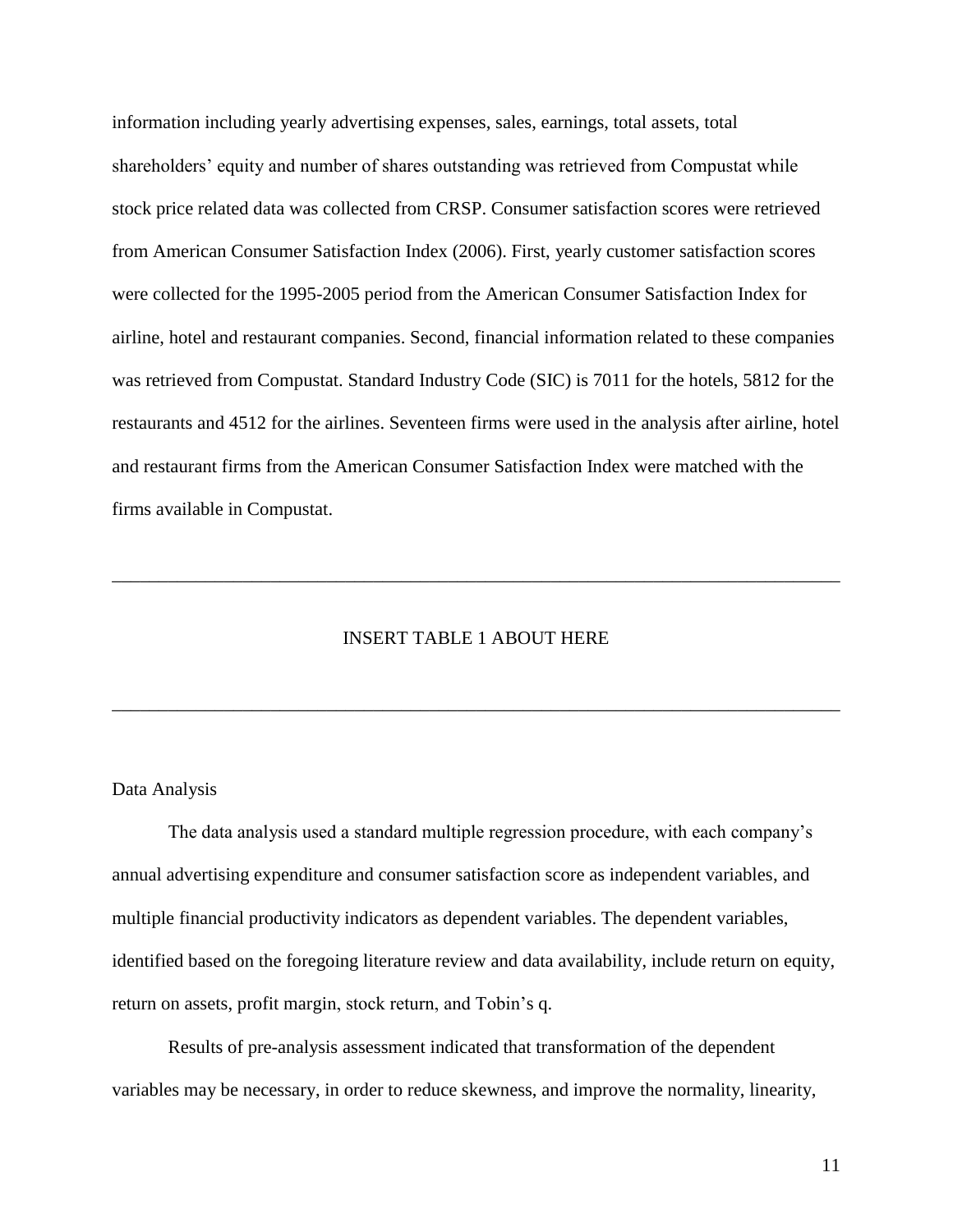information including yearly advertising expenses, sales, earnings, total assets, total shareholders' equity and number of shares outstanding was retrieved from Compustat while stock price related data was collected from CRSP. Consumer satisfaction scores were retrieved from American Consumer Satisfaction Index (2006). First, yearly customer satisfaction scores were collected for the 1995-2005 period from the American Consumer Satisfaction Index for airline, hotel and restaurant companies. Second, financial information related to these companies was retrieved from Compustat. Standard Industry Code (SIC) is 7011 for the hotels, 5812 for the restaurants and 4512 for the airlines. Seventeen firms were used in the analysis after airline, hotel and restaurant firms from the American Consumer Satisfaction Index were matched with the firms available in Compustat.

---

INSERT TABLE 1 ABOUT HERE

---

## Data Analysis

The data analysis used a standard multiple regression procedure, with each company's annual advertising expenditure and consumer satisfaction score as independent variables, and multiple financial productivity indicators as dependent variables. The dependent variables, identified based on the foregoing literature review and data availability, include return on equity, return on assets, profit margin, stock return, and Tobin's q.

Results of pre-analysis assessment indicated that transformation of the dependent variables may be necessary, in order to reduce skewness, and improve the normality, linearity,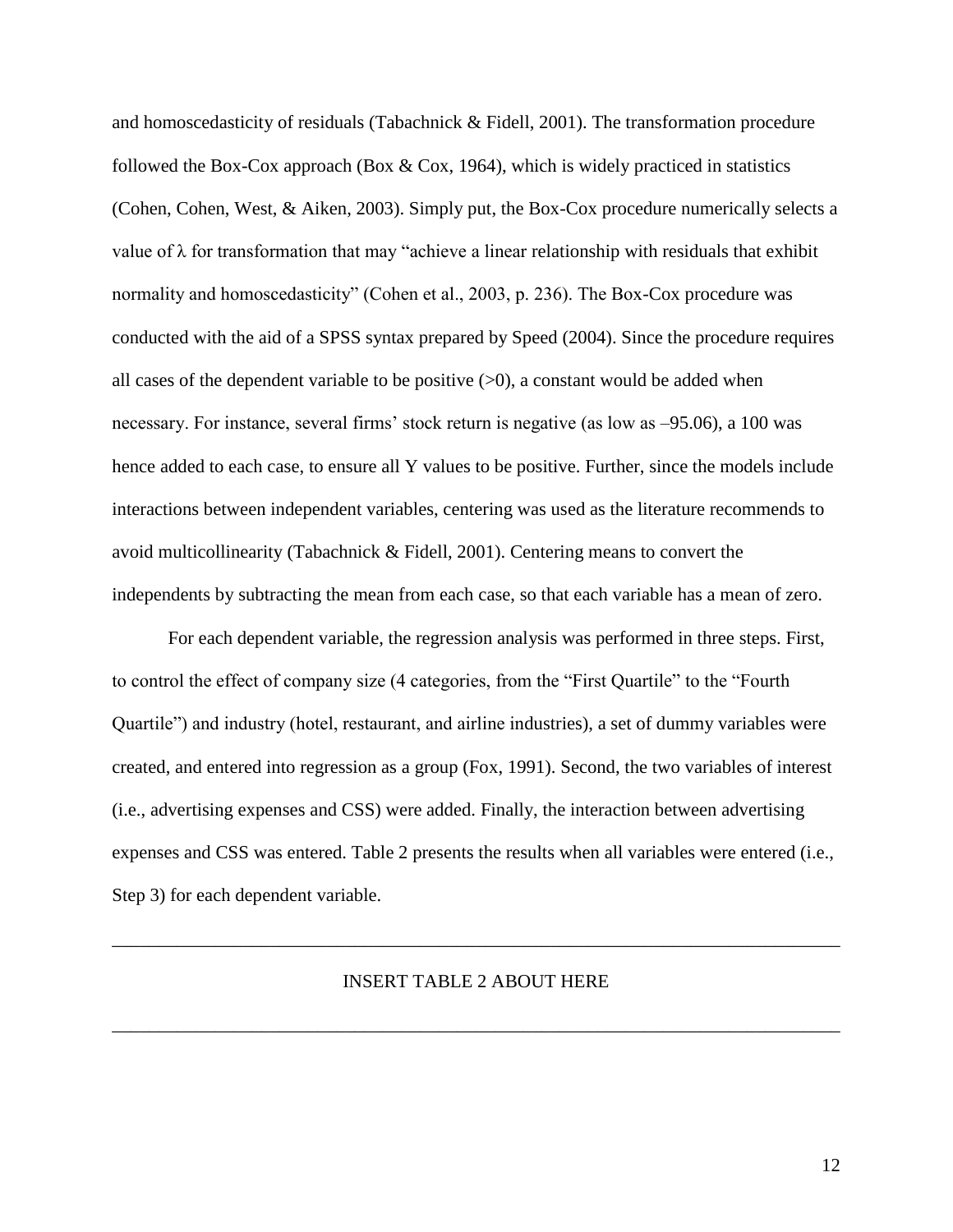and homoscedasticity of residuals (Tabachnick & Fidell, 2001). The transformation procedure followed the Box-Cox approach (Box & Cox, 1964), which is widely practiced in statistics (Cohen, Cohen, West, & Aiken, 2003). Simply put, the Box-Cox procedure numerically selects a value of $\lambda$ for transformation that may "achieve a linear relationship with residuals that exhibit normality and homoscedasticity" (Cohen et al., 2003, p. 236). The Box-Cox procedure was conducted with the aid of a SPSS syntax prepared by Speed (2004). Since the procedure requires all cases of the dependent variable to be positive (>0), a constant would be added when necessary. For instance, several firms' stock return is negative (as low as –95.06), a 100 was hence added to each case, to ensure all Y values to be positive. Further, since the models include interactions between independent variables, centering was used as the literature recommends to avoid multicollinearity (Tabachnick & Fidell, 2001). Centering means to convert the independents by subtracting the mean from each case, so that each variable has a mean of zero.

For each dependent variable, the regression analysis was performed in three steps. First, to control the effect of company size (4 categories, from the "First Quartile" to the "Fourth Quartile") and industry (hotel, restaurant, and airline industries), a set of dummy variables were created, and entered into regression as a group (Fox, 1991). Second, the two variables of interest (i.e., advertising expenses and CSS) were added. Finally, the interaction between advertising expenses and CSS was entered. Table 2 presents the results when all variables were entered (i.e., Step 3) for each dependent variable.

---

INSERT TABLE 2 ABOUT HERE

---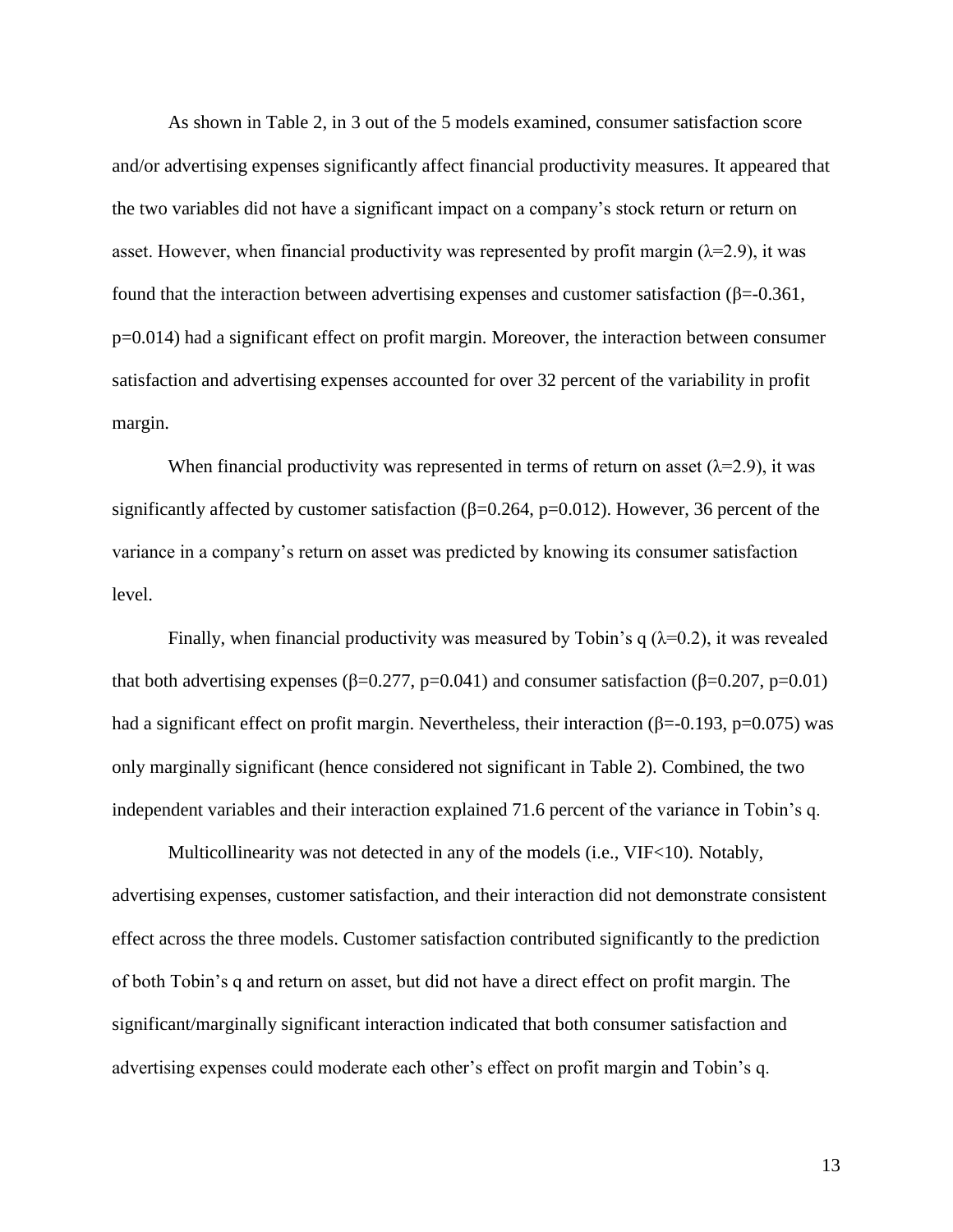As shown in Table 2, in 3 out of the 5 models examined, consumer satisfaction score and/or advertising expenses significantly affect financial productivity measures. It appeared that the two variables did not have a significant impact on a company's stock return or return on asset. However, when financial productivity was represented by profit margin ($\lambda$=2.9), it was found that the interaction between advertising expenses and customer satisfaction ($\beta$=-0.361, p=0.014) had a significant effect on profit margin. Moreover, the interaction between consumer satisfaction and advertising expenses accounted for over 32 percent of the variability in profit margin.

When financial productivity was represented in terms of return on asset ($\lambda$=2.9), it was significantly affected by customer satisfaction ($\beta$=0.264, p=0.012). However, 36 percent of the variance in a company's return on asset was predicted by knowing its consumer satisfaction level.

Finally, when financial productivity was measured by Tobin's q ($\lambda$=0.2), it was revealed that both advertising expenses ($\beta$=0.277, p=0.041) and consumer satisfaction ($\beta$=0.207, p=0.01) had a significant effect on profit margin. Nevertheless, their interaction ($\beta$=-0.193, p=0.075) was only marginally significant (hence considered not significant in Table 2). Combined, the two independent variables and their interaction explained 71.6 percent of the variance in Tobin's q.

Multicollinearity was not detected in any of the models (i.e., VIF<10). Notably, advertising expenses, customer satisfaction, and their interaction did not demonstrate consistent effect across the three models. Customer satisfaction contributed significantly to the prediction of both Tobin's q and return on asset, but did not have a direct effect on profit margin. The significant/marginally significant interaction indicated that both consumer satisfaction and advertising expenses could moderate each other's effect on profit margin and Tobin's q.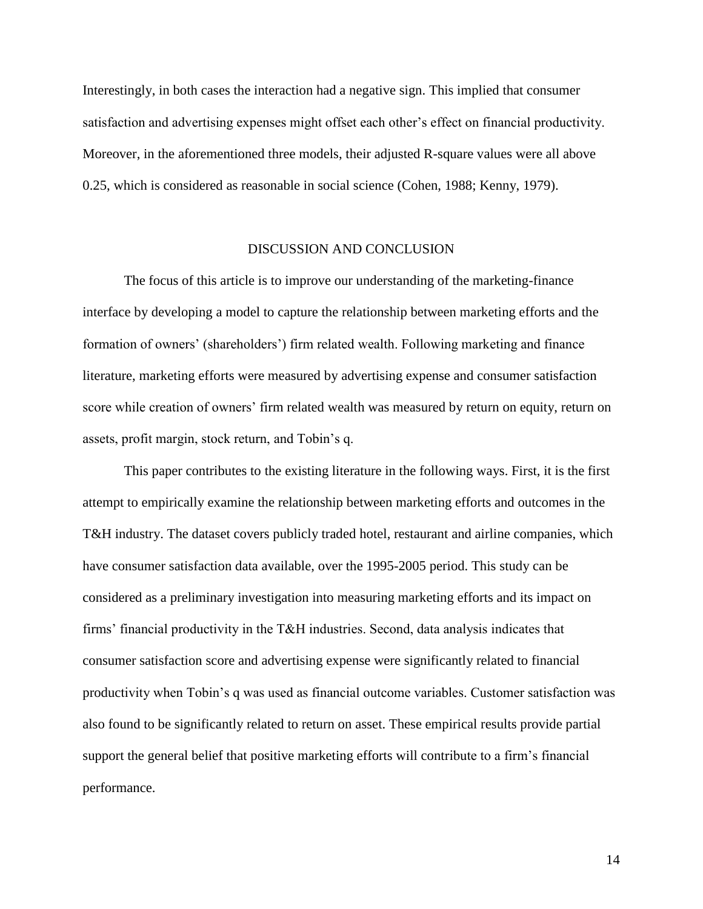Interestingly, in both cases the interaction had a negative sign. This implied that consumer satisfaction and advertising expenses might offset each other's effect on financial productivity. Moreover, in the aforementioned three models, their adjusted R-square values were all above 0.25, which is considered as reasonable in social science (Cohen, 1988; Kenny, 1979).

## DISCUSSION AND CONCLUSION

The focus of this article is to improve our understanding of the marketing-finance interface by developing a model to capture the relationship between marketing efforts and the formation of owners' (shareholders') firm related wealth. Following marketing and finance literature, marketing efforts were measured by advertising expense and consumer satisfaction score while creation of owners' firm related wealth was measured by return on equity, return on assets, profit margin, stock return, and Tobin's q.

This paper contributes to the existing literature in the following ways. First, it is the first attempt to empirically examine the relationship between marketing efforts and outcomes in the T&H industry. The dataset covers publicly traded hotel, restaurant and airline companies, which have consumer satisfaction data available, over the 1995-2005 period. This study can be considered as a preliminary investigation into measuring marketing efforts and its impact on firms' financial productivity in the T&H industries. Second, data analysis indicates that consumer satisfaction score and advertising expense were significantly related to financial productivity when Tobin's q was used as financial outcome variables. Customer satisfaction was also found to be significantly related to return on asset. These empirical results provide partial support the general belief that positive marketing efforts will contribute to a firm's financial performance.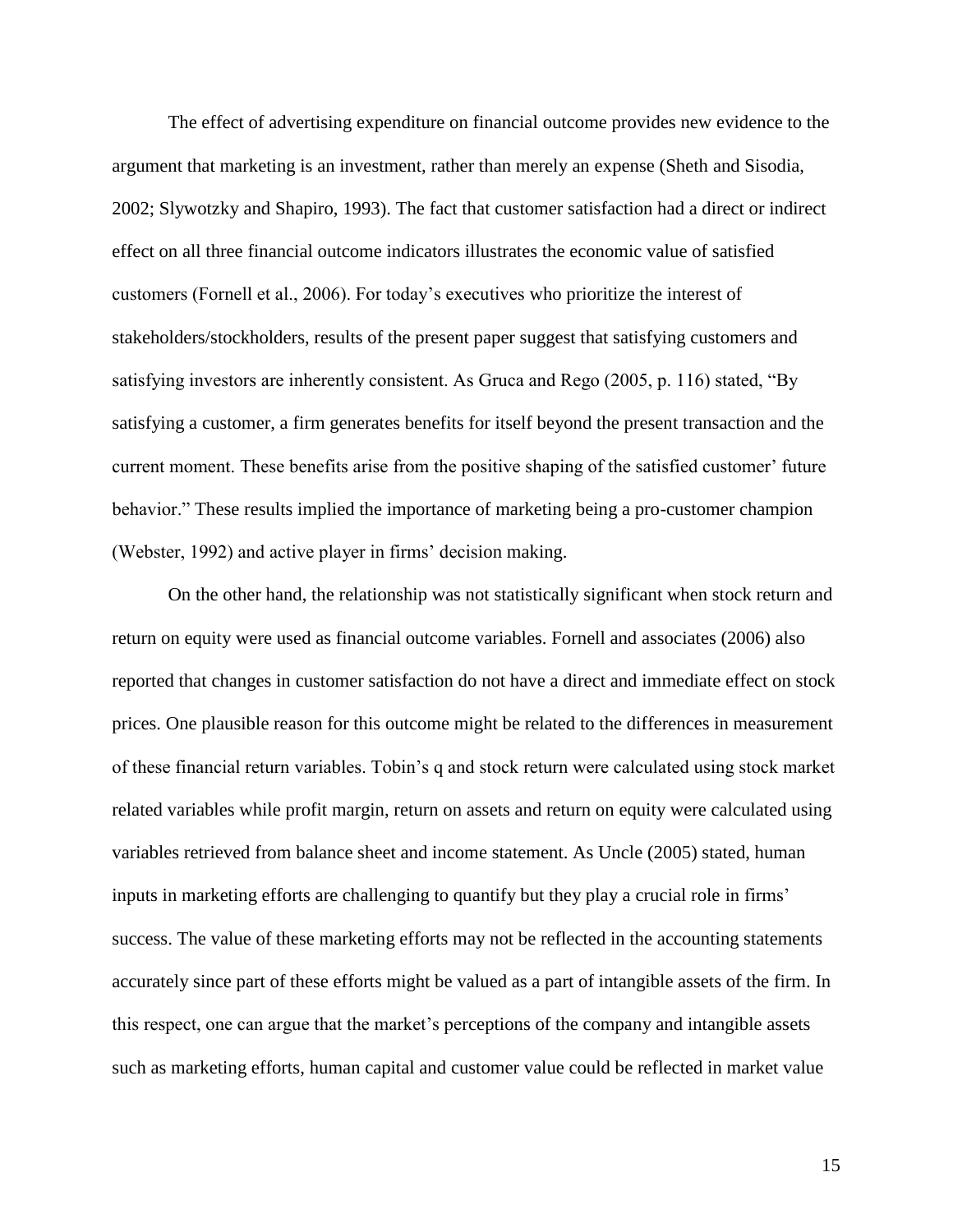The effect of advertising expenditure on financial outcome provides new evidence to the argument that marketing is an investment, rather than merely an expense (Sheth and Sisodia, 2002; Slywotzky and Shapiro, 1993). The fact that customer satisfaction had a direct or indirect effect on all three financial outcome indicators illustrates the economic value of satisfied customers (Fornell et al., 2006). For today's executives who prioritize the interest of stakeholders/stockholders, results of the present paper suggest that satisfying customers and satisfying investors are inherently consistent. As Gruca and Rego (2005, p. 116) stated, "By satisfying a customer, a firm generates benefits for itself beyond the present transaction and the current moment. These benefits arise from the positive shaping of the satisfied customer' future behavior." These results implied the importance of marketing being a pro-customer champion (Webster, 1992) and active player in firms' decision making.

On the other hand, the relationship was not statistically significant when stock return and return on equity were used as financial outcome variables. Fornell and associates (2006) also reported that changes in customer satisfaction do not have a direct and immediate effect on stock prices. One plausible reason for this outcome might be related to the differences in measurement of these financial return variables. Tobin's q and stock return were calculated using stock market related variables while profit margin, return on assets and return on equity were calculated using variables retrieved from balance sheet and income statement. As Uncle (2005) stated, human inputs in marketing efforts are challenging to quantify but they play a crucial role in firms' success. The value of these marketing efforts may not be reflected in the accounting statements accurately since part of these efforts might be valued as a part of intangible assets of the firm. In this respect, one can argue that the market's perceptions of the company and intangible assets such as marketing efforts, human capital and customer value could be reflected in market value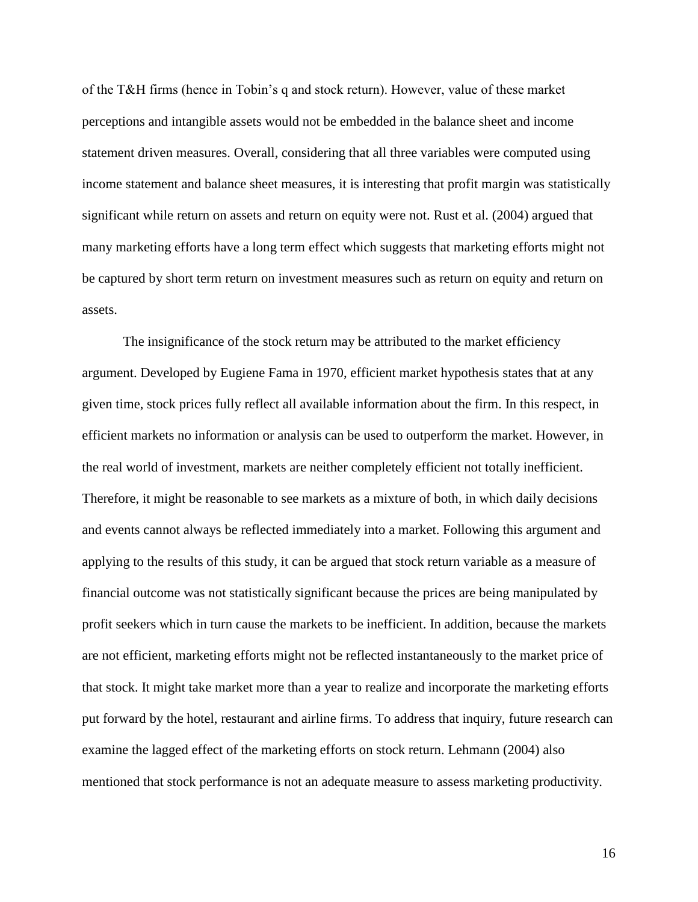of the T&H firms (hence in Tobin's q and stock return). However, value of these market perceptions and intangible assets would not be embedded in the balance sheet and income statement driven measures. Overall, considering that all three variables were computed using income statement and balance sheet measures, it is interesting that profit margin was statistically significant while return on assets and return on equity were not. Rust et al. (2004) argued that many marketing efforts have a long term effect which suggests that marketing efforts might not be captured by short term return on investment measures such as return on equity and return on assets.

The insignificance of the stock return may be attributed to the market efficiency argument. Developed by Eugiene Fama in 1970, efficient market hypothesis states that at any given time, stock prices fully reflect all available information about the firm. In this respect, in efficient markets no information or analysis can be used to outperform the market. However, in the real world of investment, markets are neither completely efficient not totally inefficient. Therefore, it might be reasonable to see markets as a mixture of both, in which daily decisions and events cannot always be reflected immediately into a market. Following this argument and applying to the results of this study, it can be argued that stock return variable as a measure of financial outcome was not statistically significant because the prices are being manipulated by profit seekers which in turn cause the markets to be inefficient. In addition, because the markets are not efficient, marketing efforts might not be reflected instantaneously to the market price of that stock. It might take market more than a year to realize and incorporate the marketing efforts put forward by the hotel, restaurant and airline firms. To address that inquiry, future research can examine the lagged effect of the marketing efforts on stock return. Lehmann (2004) also mentioned that stock performance is not an adequate measure to assess marketing productivity.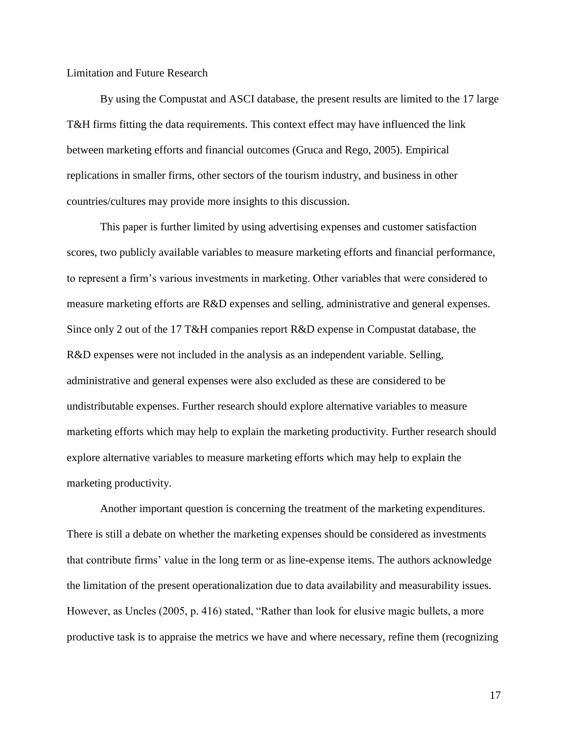## Limitation and Future Research

By using the Compustat and ASCI database, the present results are limited to the 17 large T&H firms fitting the data requirements. This context effect may have influenced the link between marketing efforts and financial outcomes (Gruca and Rego, 2005). Empirical replications in smaller firms, other sectors of the tourism industry, and business in other countries/cultures may provide more insights to this discussion.

This paper is further limited by using advertising expenses and customer satisfaction scores, two publicly available variables to measure marketing efforts and financial performance, to represent a firm's various investments in marketing. Other variables that were considered to measure marketing efforts are R&D expenses and selling, administrative and general expenses. Since only 2 out of the 17 T&H companies report R&D expense in Compustat database, the R&D expenses were not included in the analysis as an independent variable. Selling, administrative and general expenses were also excluded as these are considered to be undistributable expenses. Further research should explore alternative variables to measure marketing efforts which may help to explain the marketing productivity. Further research should explore alternative variables to measure marketing efforts which may help to explain the marketing productivity.

Another important question is concerning the treatment of the marketing expenditures. There is still a debate on whether the marketing expenses should be considered as investments that contribute firms' value in the long term or as line-expense items. The authors acknowledge the limitation of the present operationalization due to data availability and measurability issues. However, as Uncles (2005, p. 416) stated, "Rather than look for elusive magic bullets, a more productive task is to appraise the metrics we have and where necessary, refine them (recognizing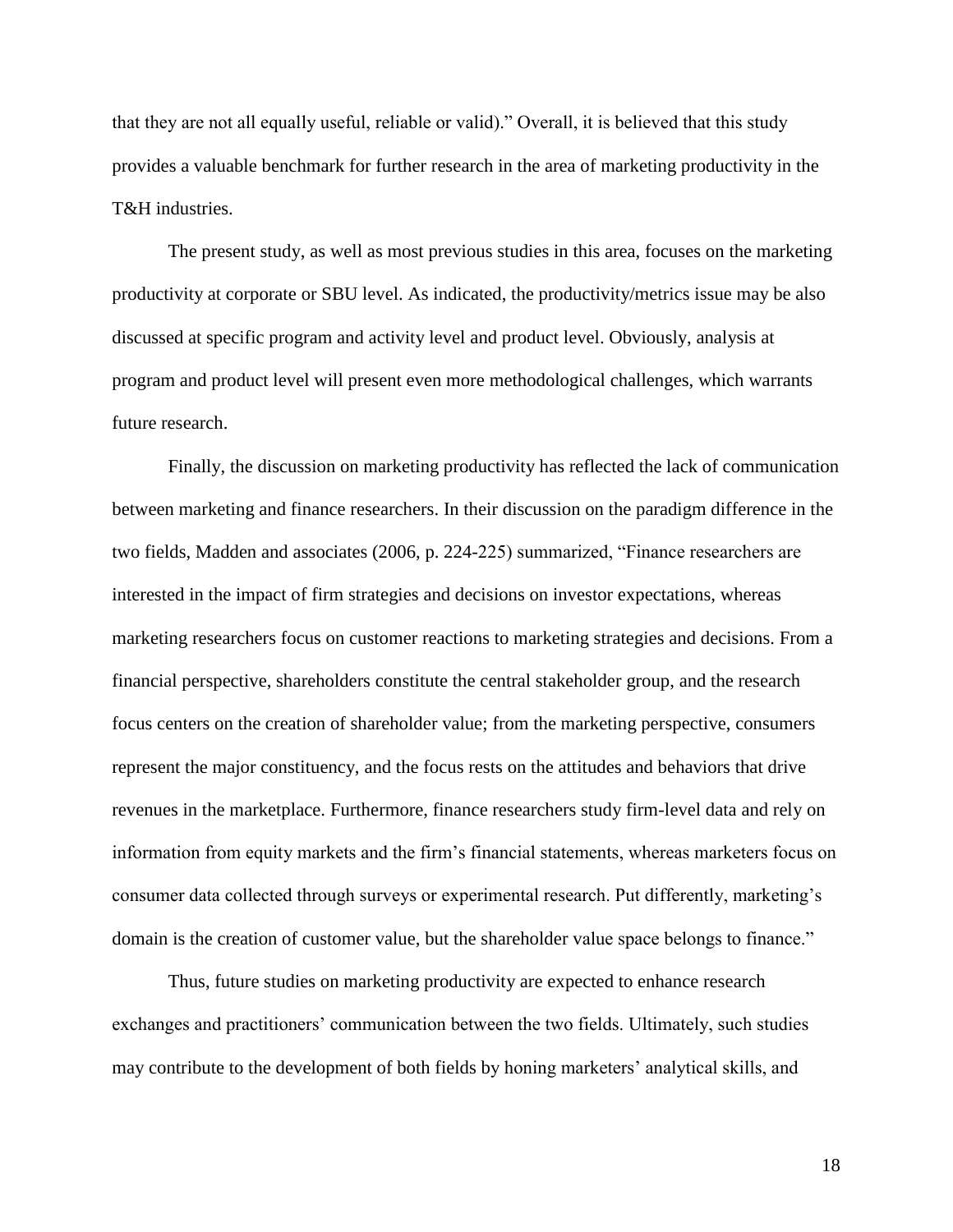that they are not all equally useful, reliable or valid)." Overall, it is believed that this study provides a valuable benchmark for further research in the area of marketing productivity in the T&H industries.

The present study, as well as most previous studies in this area, focuses on the marketing productivity at corporate or SBU level. As indicated, the productivity/metrics issue may be also discussed at specific program and activity level and product level. Obviously, analysis at program and product level will present even more methodological challenges, which warrants future research.

Finally, the discussion on marketing productivity has reflected the lack of communication between marketing and finance researchers. In their discussion on the paradigm difference in the two fields, Madden and associates (2006, p. 224-225) summarized, "Finance researchers are interested in the impact of firm strategies and decisions on investor expectations, whereas marketing researchers focus on customer reactions to marketing strategies and decisions. From a financial perspective, shareholders constitute the central stakeholder group, and the research focus centers on the creation of shareholder value; from the marketing perspective, consumers represent the major constituency, and the focus rests on the attitudes and behaviors that drive revenues in the marketplace. Furthermore, finance researchers study firm-level data and rely on information from equity markets and the firm's financial statements, whereas marketers focus on consumer data collected through surveys or experimental research. Put differently, marketing's domain is the creation of customer value, but the shareholder value space belongs to finance."

Thus, future studies on marketing productivity are expected to enhance research exchanges and practitioners' communication between the two fields. Ultimately, such studies may contribute to the development of both fields by honing marketers' analytical skills, and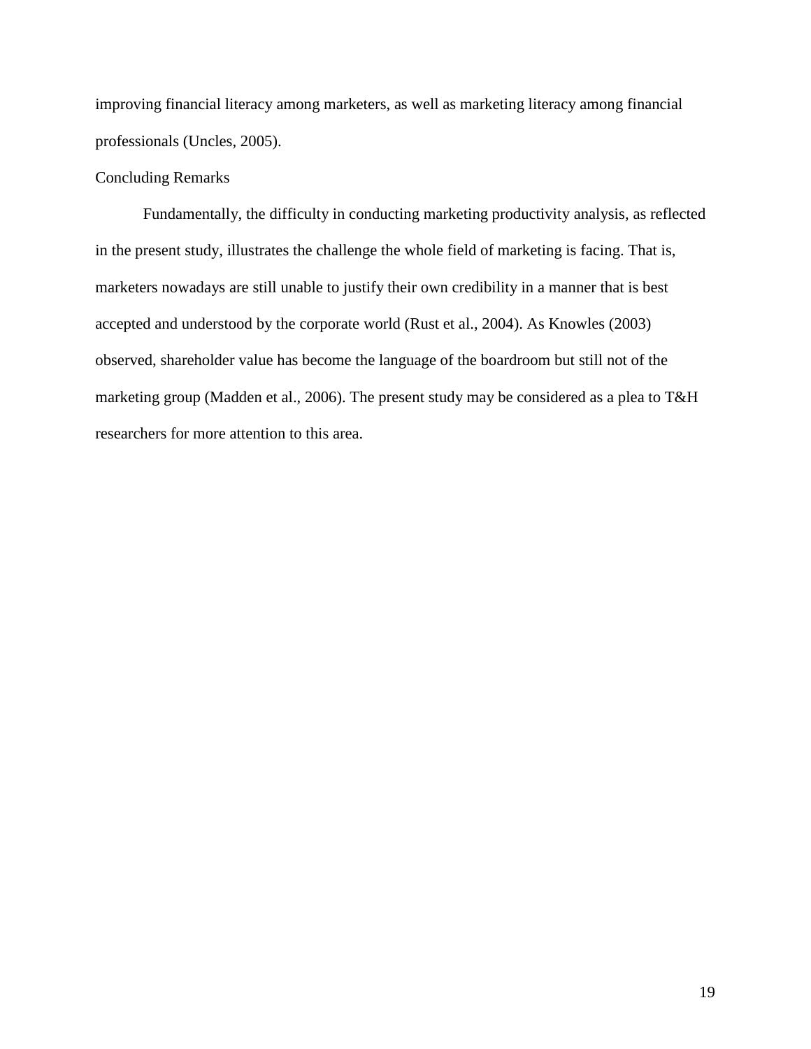improving financial literacy among marketers, as well as marketing literacy among financial professionals (Uncles, 2005).

## Concluding Remarks

Fundamentally, the difficulty in conducting marketing productivity analysis, as reflected in the present study, illustrates the challenge the whole field of marketing is facing. That is, marketers nowadays are still unable to justify their own credibility in a manner that is best accepted and understood by the corporate world (Rust et al., 2004). As Knowles (2003) observed, shareholder value has become the language of the boardroom but still not of the marketing group (Madden et al., 2006). The present study may be considered as a plea to T&H researchers for more attention to this area.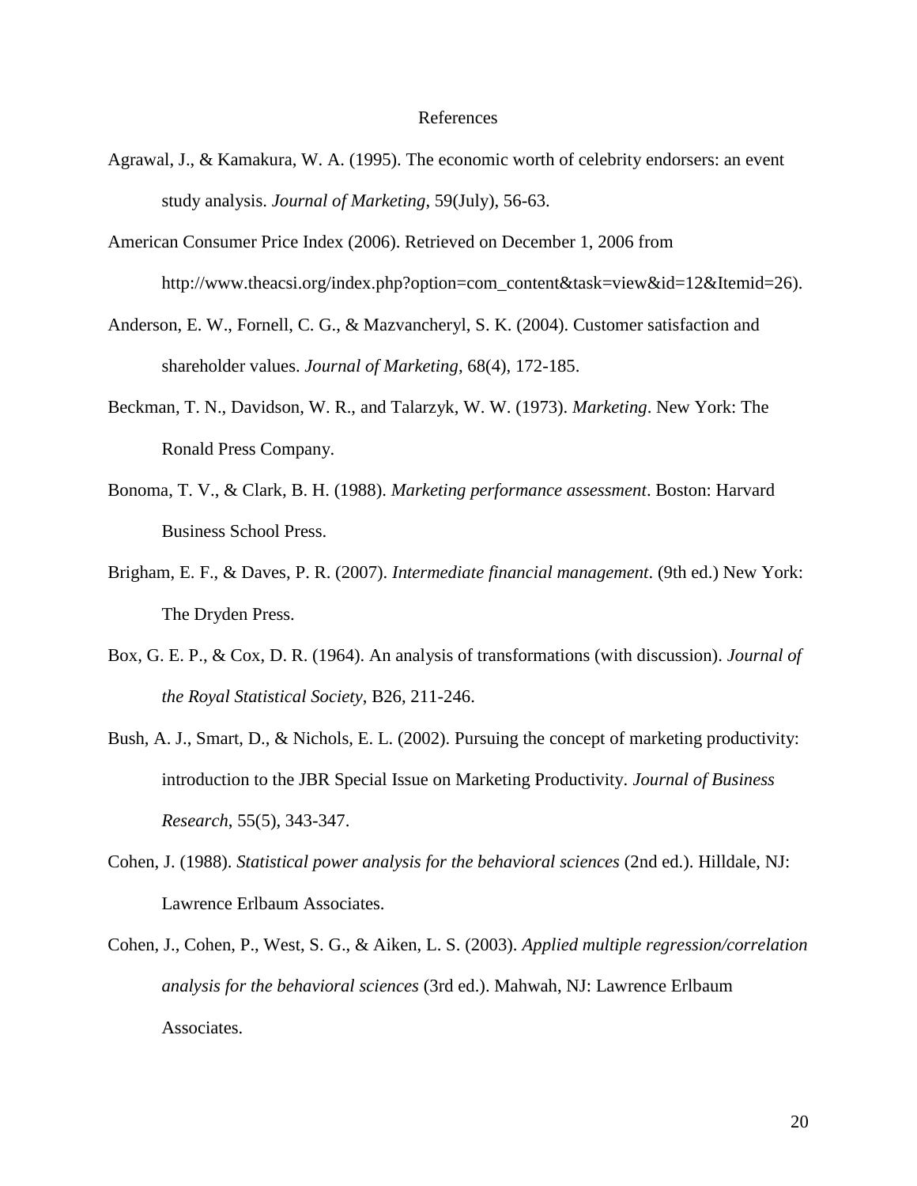# References

Agrawal, J., & Kamakura, W. A. (1995). The economic worth of celebrity endorsers: an event study analysis. *Journal of Marketing*, 59(July), 56-63.

American Consumer Price Index (2006). Retrieved on December 1, 2006 from http://www.theacsi.org/index.php?option=com_content&task=view&id=12&Itemid=26).

Anderson, E. W., Fornell, C. G., & Mazvancheryl, S. K. (2004). Customer satisfaction and shareholder values. *Journal of Marketing*, 68(4), 172-185.

Beckman, T. N., Davidson, W. R., and Talarzyk, W. W. (1973). *Marketing*. New York: The Ronald Press Company.

Bonoma, T. V., & Clark, B. H. (1988). *Marketing performance assessment*. Boston: Harvard Business School Press.

Brigham, E. F., & Daves, P. R. (2007). *Intermediate financial management*. (9th ed.) New York: The Dryden Press.

Box, G. E. P., & Cox, D. R. (1964). An analysis of transformations (with discussion). *Journal of the Royal Statistical Society*, B26, 211-246.

Bush, A. J., Smart, D., & Nichols, E. L. (2002). Pursuing the concept of marketing productivity: introduction to the JBR Special Issue on Marketing Productivity. *Journal of Business Research*, 55(5), 343-347.

Cohen, J. (1988). *Statistical power analysis for the behavioral sciences* (2nd ed.). Hilldale, NJ: Lawrence Erlbaum Associates.

Cohen, J., Cohen, P., West, S. G., & Aiken, L. S. (2003). *Applied multiple regression/correlation analysis for the behavioral sciences* (3rd ed.). Mahwah, NJ: Lawrence Erlbaum Associates.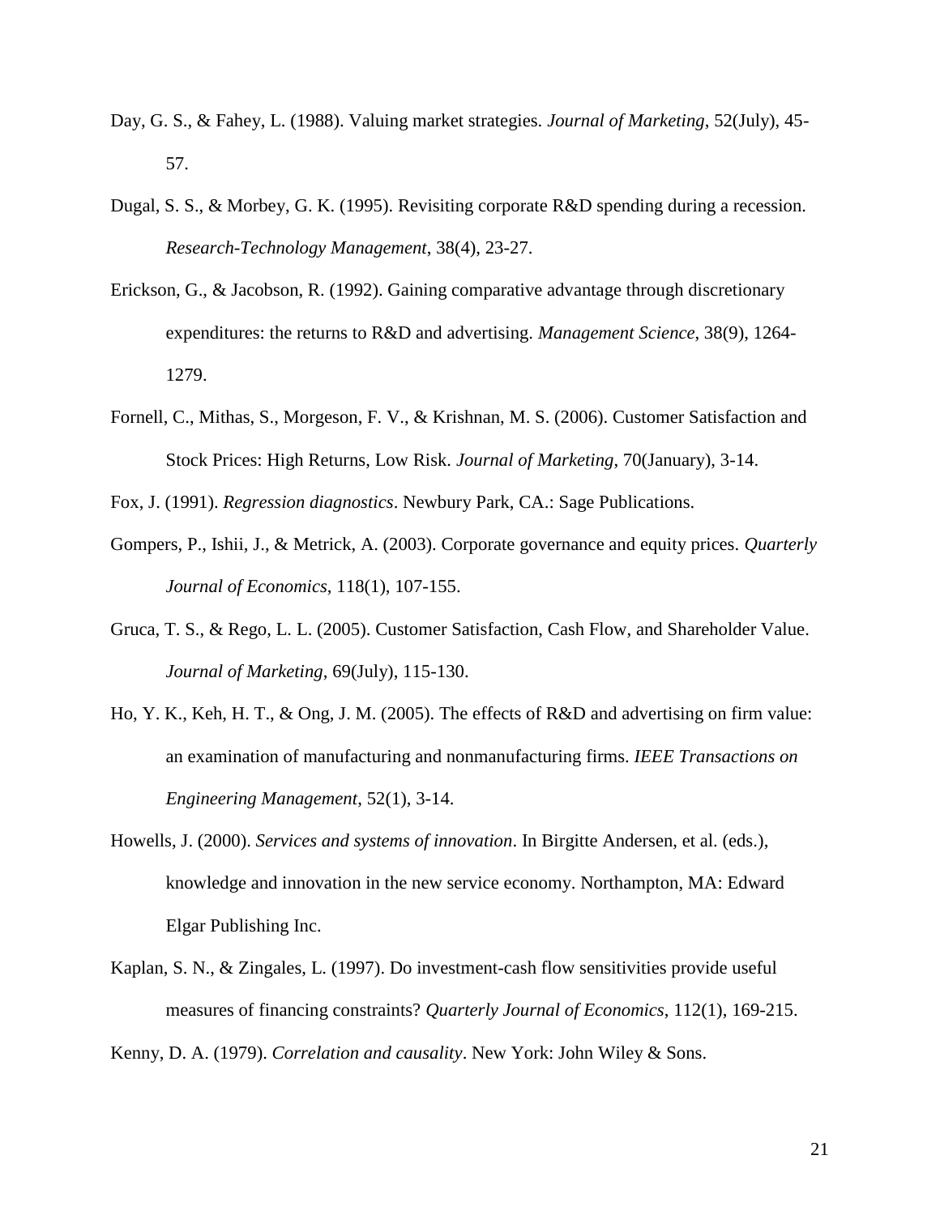Day, G. S., & Fahey, L. (1988). Valuing market strategies. *Journal of Marketing*, 52(July), 45-57.

Dugal, S. S., & Morbey, G. K. (1995). Revisiting corporate R&D spending during a recession. *Research-Technology Management*, 38(4), 23-27.

Erickson, G., & Jacobson, R. (1992). Gaining comparative advantage through discretionary expenditures: the returns to R&D and advertising. *Management Science*, 38(9), 1264-1279.

Fornell, C., Mithas, S., Morgeson, F. V., & Krishnan, M. S. (2006). Customer Satisfaction and Stock Prices: High Returns, Low Risk. *Journal of Marketing*, 70(January), 3-14.

Fox, J. (1991). *Regression diagnostics*. Newbury Park, CA.: Sage Publications.

Gompers, P., Ishii, J., & Metrick, A. (2003). Corporate governance and equity prices. *Quarterly Journal of Economics*, 118(1), 107-155.

Gruca, T. S., & Rego, L. L. (2005). Customer Satisfaction, Cash Flow, and Shareholder Value. *Journal of Marketing*, 69(July), 115-130.

Ho, Y. K., Keh, H. T., & Ong, J. M. (2005). The effects of R&D and advertising on firm value: an examination of manufacturing and nonmanufacturing firms. *IEEE Transactions on Engineering Management*, 52(1), 3-14.

Howells, J. (2000). *Services and systems of innovation*. In Birgitte Andersen, et al. (eds.), knowledge and innovation in the new service economy. Northampton, MA: Edward Elgar Publishing Inc.

Kaplan, S. N., & Zingales, L. (1997). Do investment-cash flow sensitivities provide useful measures of financing constraints? *Quarterly Journal of Economics*, 112(1), 169-215.

Kenny, D. A. (1979). *Correlation and causality*. New York: John Wiley & Sons.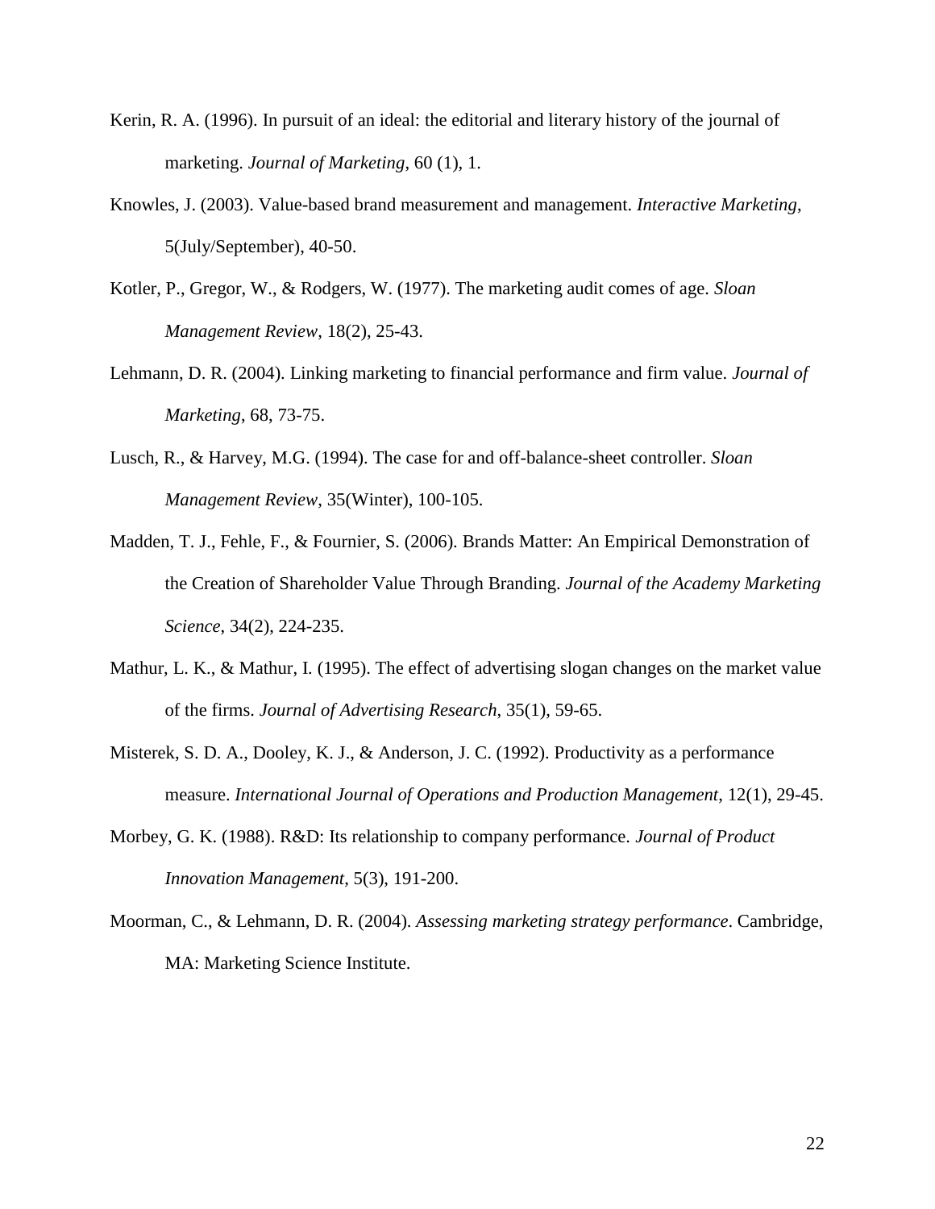Kerin, R. A. (1996). In pursuit of an ideal: the editorial and literary history of the journal of marketing. *Journal of Marketing*, 60 (1), 1.

Knowles, J. (2003). Value-based brand measurement and management. *Interactive Marketing*, 5(July/September), 40-50.

Kotler, P., Gregor, W., & Rodgers, W. (1977). The marketing audit comes of age. *Sloan Management Review*, 18(2), 25-43.

Lehmann, D. R. (2004). Linking marketing to financial performance and firm value. *Journal of Marketing*, 68, 73-75.

Lusch, R., & Harvey, M.G. (1994). The case for and off-balance-sheet controller. *Sloan Management Review*, 35(Winter), 100-105.

Madden, T. J., Fehle, F., & Fournier, S. (2006). Brands Matter: An Empirical Demonstration of the Creation of Shareholder Value Through Branding. *Journal of the Academy Marketing Science*, 34(2), 224-235.

Mathur, L. K., & Mathur, I. (1995). The effect of advertising slogan changes on the market value of the firms. *Journal of Advertising Research*, 35(1), 59-65.

Misterek, S. D. A., Dooley, K. J., & Anderson, J. C. (1992). Productivity as a performance measure. *International Journal of Operations and Production Management*, 12(1), 29-45.

Morbey, G. K. (1988). R&D: Its relationship to company performance. *Journal of Product Innovation Management*, 5(3), 191-200.

Moorman, C., & Lehmann, D. R. (2004). *Assessing marketing strategy performance*. Cambridge, MA: Marketing Science Institute.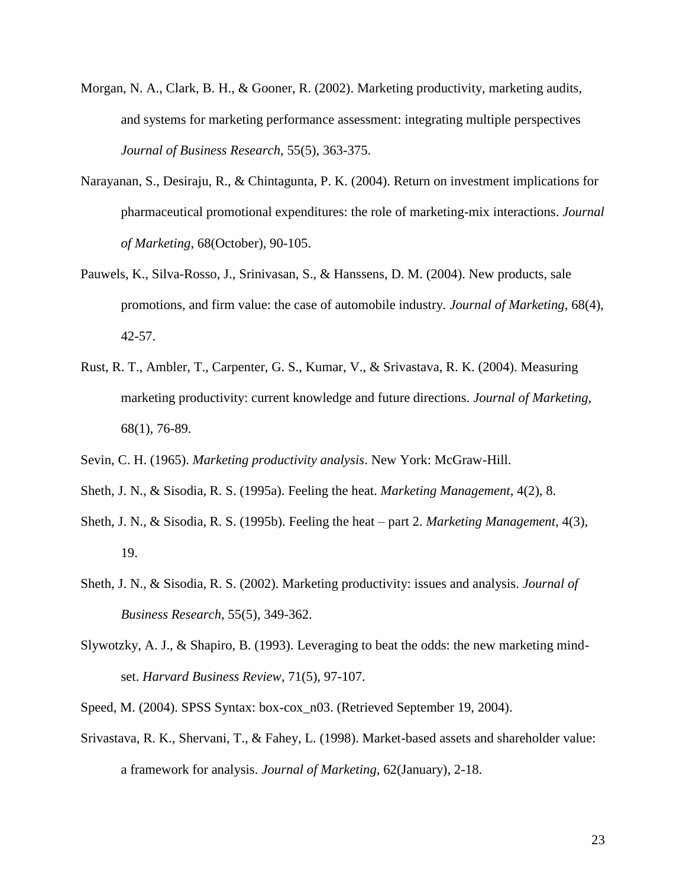Morgan, N. A., Clark, B. H., & Gooner, R. (2002). Marketing productivity, marketing audits, and systems for marketing performance assessment: integrating multiple perspectives *Journal of Business Research*, 55(5), 363-375.

Narayanan, S., Desiraju, R., & Chintagunta, P. K. (2004). Return on investment implications for pharmaceutical promotional expenditures: the role of marketing-mix interactions. *Journal of Marketing*, 68(October), 90-105.

Pauwels, K., Silva-Rosso, J., Srinivasan, S., & Hanssens, D. M. (2004). New products, sale promotions, and firm value: the case of automobile industry. *Journal of Marketing*, 68(4), 42-57.

Rust, R. T., Ambler, T., Carpenter, G. S., Kumar, V., & Srivastava, R. K. (2004). Measuring marketing productivity: current knowledge and future directions. *Journal of Marketing*, 68(1), 76-89.

Sevin, C. H. (1965). *Marketing productivity analysis*. New York: McGraw-Hill.

Sheth, J. N., & Sisodia, R. S. (1995a). Feeling the heat. *Marketing Management*, 4(2), 8.

Sheth, J. N., & Sisodia, R. S. (1995b). Feeling the heat – part 2. *Marketing Management*, 4(3), 19.

Sheth, J. N., & Sisodia, R. S. (2002). Marketing productivity: issues and analysis. *Journal of Business Research*, 55(5), 349-362.

Slywotzky, A. J., & Shapiro, B. (1993). Leveraging to beat the odds: the new marketing mind-set. *Harvard Business Review*, 71(5), 97-107.

Speed, M. (2004). SPSS Syntax: box-cox_n03. (Retrieved September 19, 2004).

Srivastava, R. K., Shervani, T., & Fahey, L. (1998). Market-based assets and shareholder value: a framework for analysis. *Journal of Marketing*, 62(January), 2-18.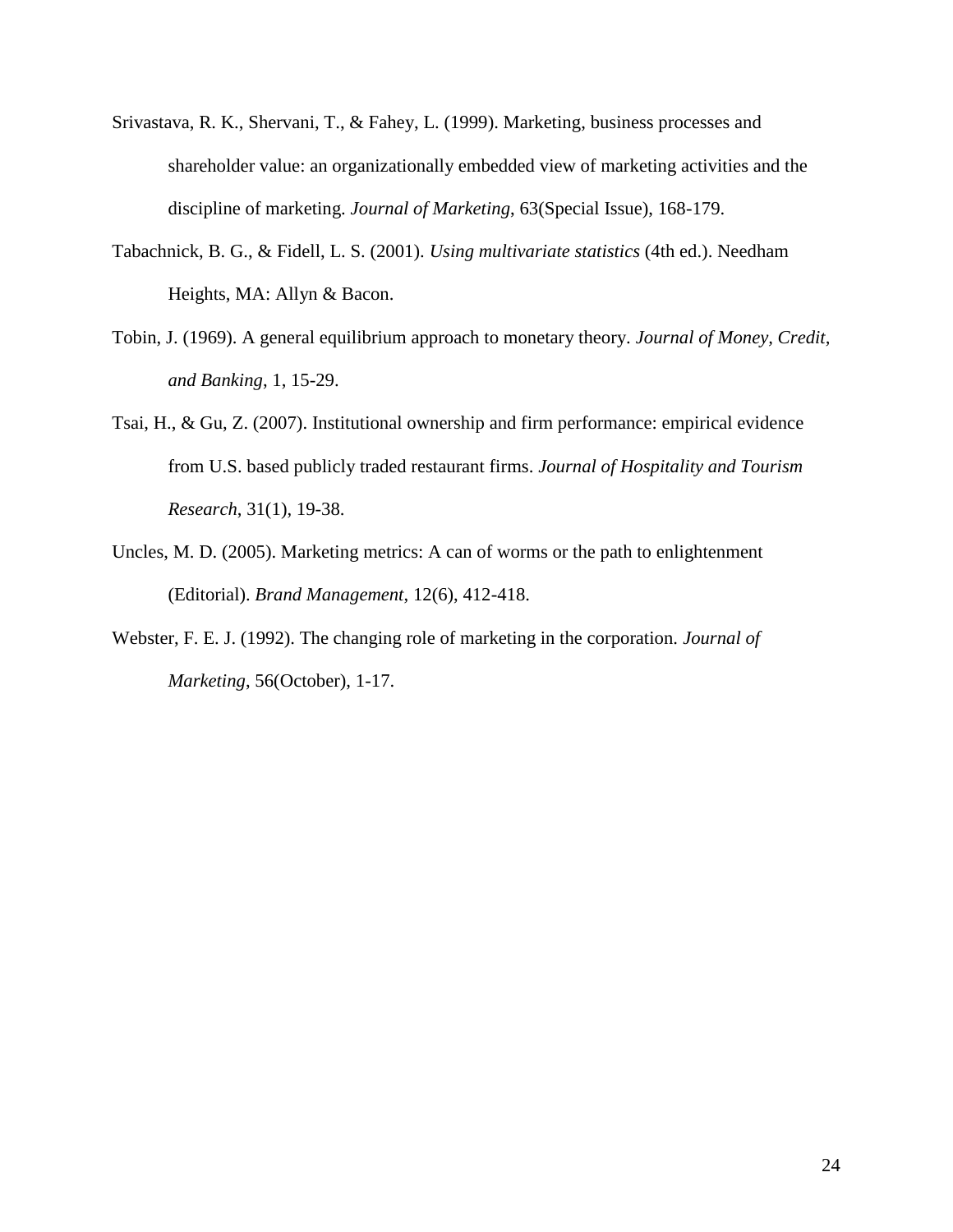Srivastava, R. K., Shervani, T., & Fahey, L. (1999). Marketing, business processes and shareholder value: an organizationally embedded view of marketing activities and the discipline of marketing. *Journal of Marketing*, 63(Special Issue), 168-179.

Tabachnick, B. G., & Fidell, L. S. (2001). *Using multivariate statistics* (4th ed.). Needham Heights, MA: Allyn & Bacon.

Tobin, J. (1969). A general equilibrium approach to monetary theory. *Journal of Money, Credit, and Banking*, 1, 15-29.

Tsai, H., & Gu, Z. (2007). Institutional ownership and firm performance: empirical evidence from U.S. based publicly traded restaurant firms. *Journal of Hospitality and Tourism Research*, 31(1), 19-38.

Uncles, M. D. (2005). Marketing metrics: A can of worms or the path to enlightenment (Editorial). *Brand Management*, 12(6), 412-418.

Webster, F. E. J. (1992). The changing role of marketing in the corporation. *Journal of Marketing*, 56(October), 1-17.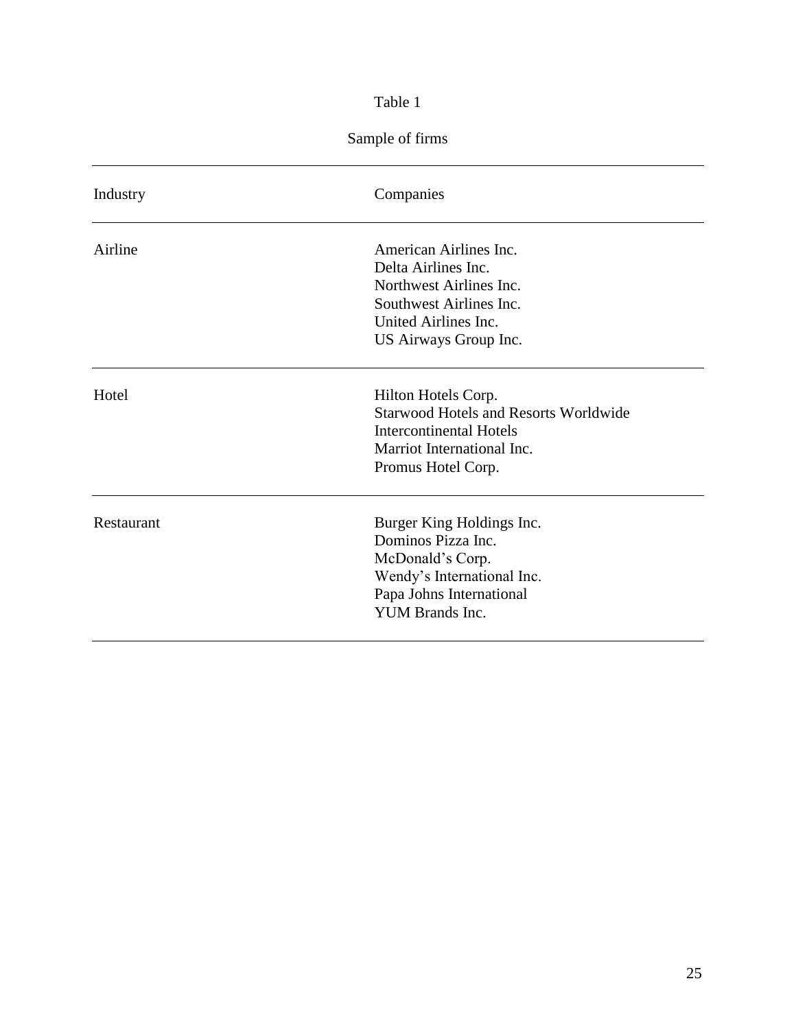Table 1

Sample of firms

| Industry | Companies |
|---|---|
| Airline | American Airlines Inc.<br>Delta Airlines Inc.<br>Northwest Airlines Inc.<br>Southwest Airlines Inc.<br>United Airlines Inc.<br>US Airways Group Inc. |
| Hotel | Hilton Hotels Corp.<br>Starwood Hotels and Resorts Worldwide<br>Intercontinental Hotels<br>Marriot International Inc.<br>Promus Hotel Corp. |
| Restaurant | Burger King Holdings Inc.<br>Dominos Pizza Inc.<br>McDonald's Corp.<br>Wendy's International Inc.<br>Papa Johns International<br>YUM Brands Inc. |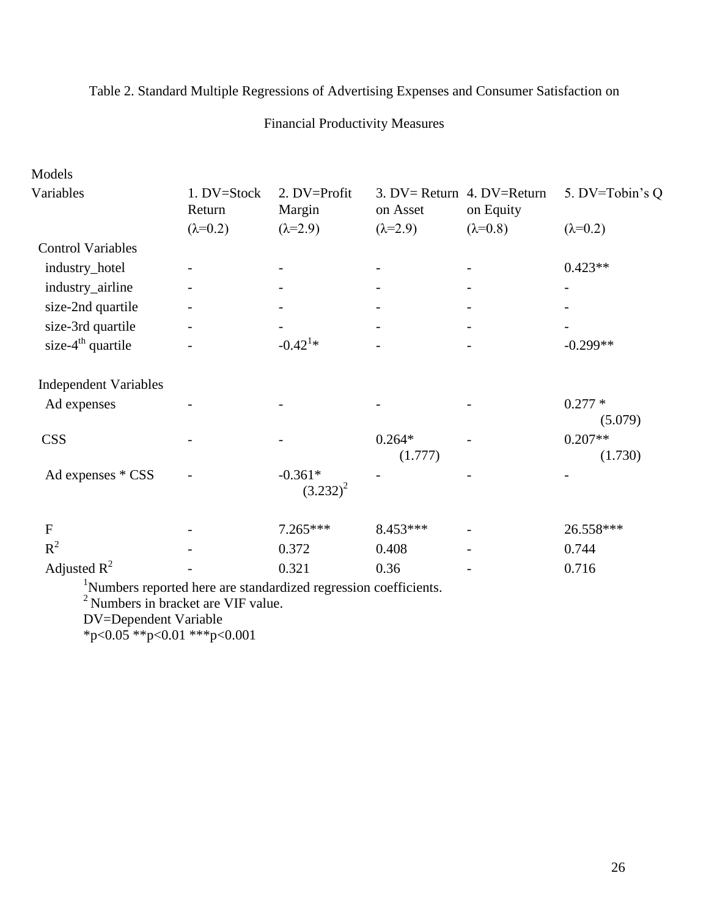Table 2. Standard Multiple Regressions of Advertising Expenses and Consumer Satisfaction on Financial Productivity Measures

| Models<br>Variables | 1. DV=Stock Return<br>(λ=0.2) | 2. DV=Profit Margin<br>(λ=2.9) | 3. DV= Return on Asset<br>(λ=2.9) | 4. DV=Return on Equity<br>(λ=0.8) | 5. DV=Tobin's Q<br>(λ=0.2) |
|---|---|---|---|---|---|
| Control Variables | | | | | |
| industry_hotel | - | - | - | - | 0.423** |
| industry_airline | - | - | - | - | - |
| size-2nd quartile | - | - | - | - | - |
| size-3rd quartile | - | - | - | - | - |
| size-4th quartile | - | -0.42[1]* | - | - | -0.299** |
| Independent Variables | | | | | |
| Ad expenses | - | - | - | - | 0.277 * (5.079) |
| CSS | - | - | 0.264* (1.777) | - | 0.207** (1.730) |
| Ad expenses * CSS | - | -0.361* (3.232)[2] | - | - | - |
| F | - | 7.265*** | 8.453*** | - | 26.558*** |
| $R^2$ | - | 0.372 | 0.408 | - | 0.744 |
| Adjusted $R^2$ | - | 0.321 | 0.36 | - | 0.716 |

[1]Numbers reported here are standardized regression coefficients.
[2] Numbers in bracket are VIF value.
DV=Dependent Variable
*p<0.05 **p<0.01 ***p<0.001